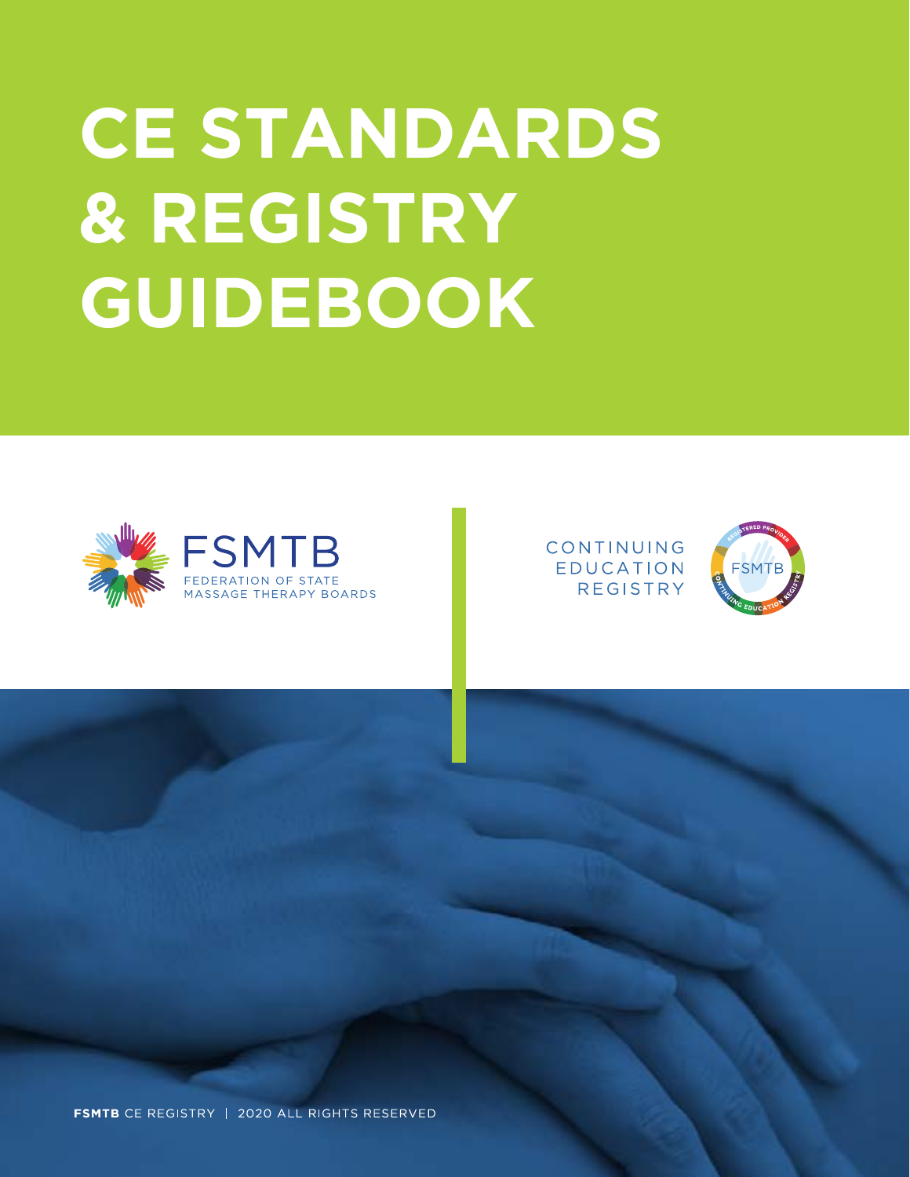# CE STANDARDS & REGISTRY GUIDEBOOK

FSMTB
FEDERATION OF STATE MASSAGE THERAPY BOARDS

CONTINUING EDUCATION REGISTRY

**FSMTB** CE REGISTRY | 2020 ALL RIGHTS RESERVED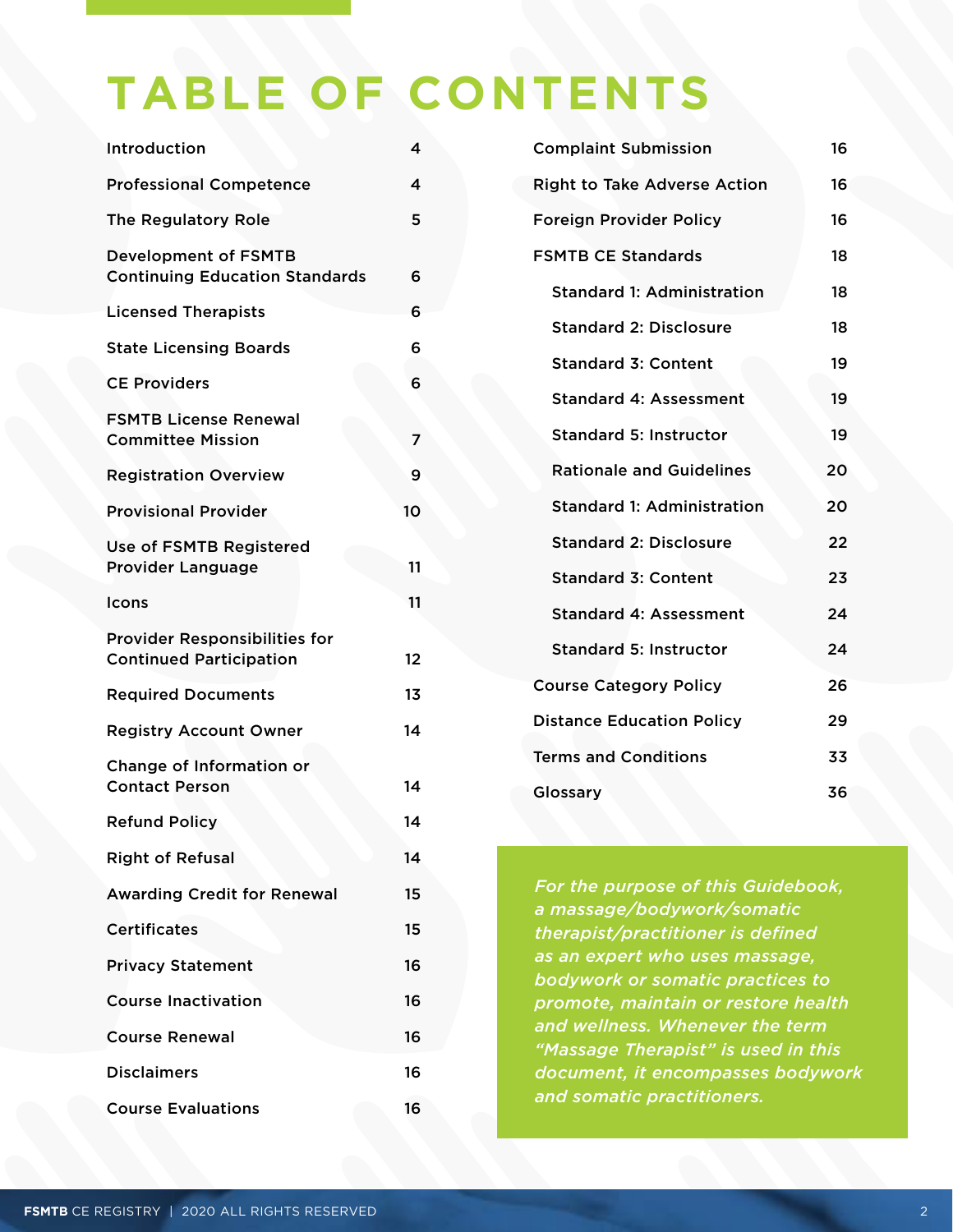# TABLE OF CONTENTS

| | |
|---|---|
| Introduction | 4 |
| Professional Competence | 4 |
| The Regulatory Role | 5 |
| Development of FSMTB Continuing Education Standards | 6 |
| Licensed Therapists | 6 |
| State Licensing Boards | 6 |
| CE Providers | 6 |
| FSMTB License Renewal Committee Mission | 7 |
| Registration Overview | 9 |
| Provisional Provider | 10 |
| Use of FSMTB Registered Provider Language | 11 |
| Icons | 11 |
| Provider Responsibilities for Continued Participation | 12 |
| Required Documents | 13 |
| Registry Account Owner | 14 |
| Change of Information or Contact Person | 14 |
| Refund Policy | 14 |
| Right of Refusal | 14 |
| Awarding Credit for Renewal | 15 |
| Certificates | 15 |
| Privacy Statement | 16 |
| Course Inactivation | 16 |
| Course Renewal | 16 |
| Disclaimers | 16 |
| Course Evaluations | 16 |
| Complaint Submission | 16 |
| Right to Take Adverse Action | 16 |
| Foreign Provider Policy | 16 |
| FSMTB CE Standards | 18 |
| Standard 1: Administration | 18 |
| Standard 2: Disclosure | 18 |
| Standard 3: Content | 19 |
| Standard 4: Assessment | 19 |
| Standard 5: Instructor | 19 |
| Rationale and Guidelines | 20 |
| Standard 1: Administration | 20 |
| Standard 2: Disclosure | 22 |
| Standard 3: Content | 23 |
| Standard 4: Assessment | 24 |
| Standard 5: Instructor | 24 |
| Course Category Policy | 26 |
| Distance Education Policy | 29 |
| Terms and Conditions | 33 |
| Glossary | 36 |

*For the purpose of this Guidebook, a massage/bodywork/somatic therapist/practitioner is defined as an expert who uses massage, bodywork or somatic practices to promote, maintain or restore health and wellness. Whenever the term "Massage Therapist" is used in this document, it encompasses bodywork and somatic practitioners.*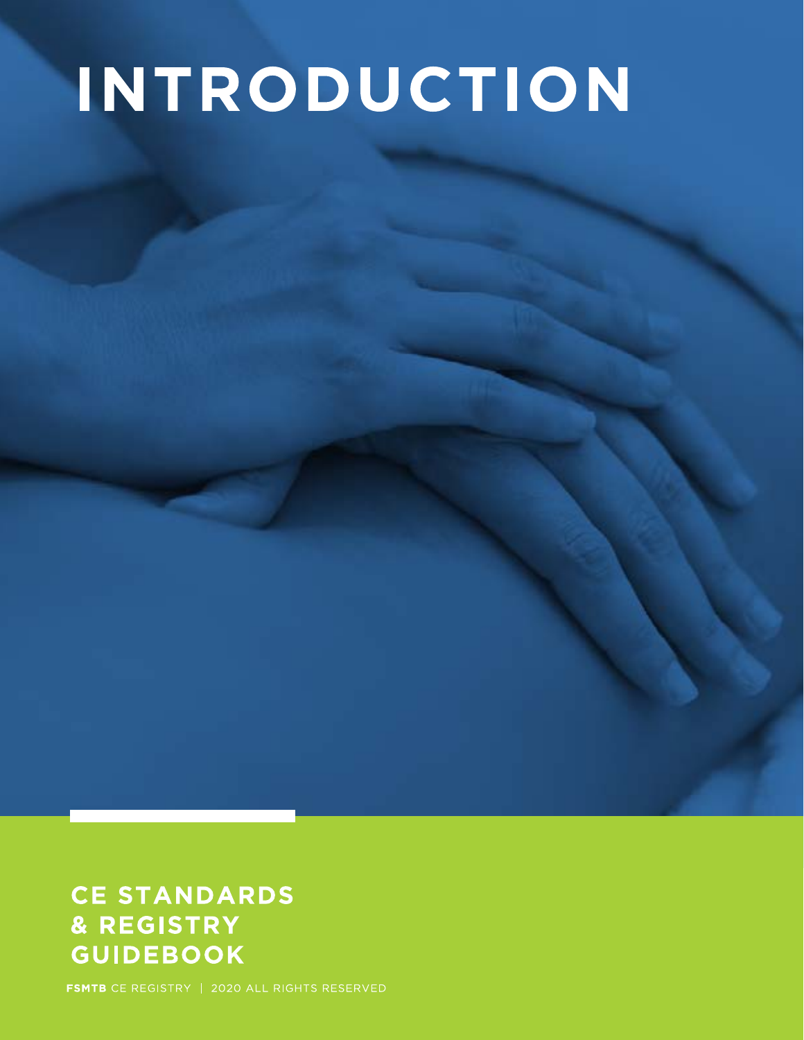# INTRODUCTION

**CE STANDARDS & REGISTRY GUIDEBOOK**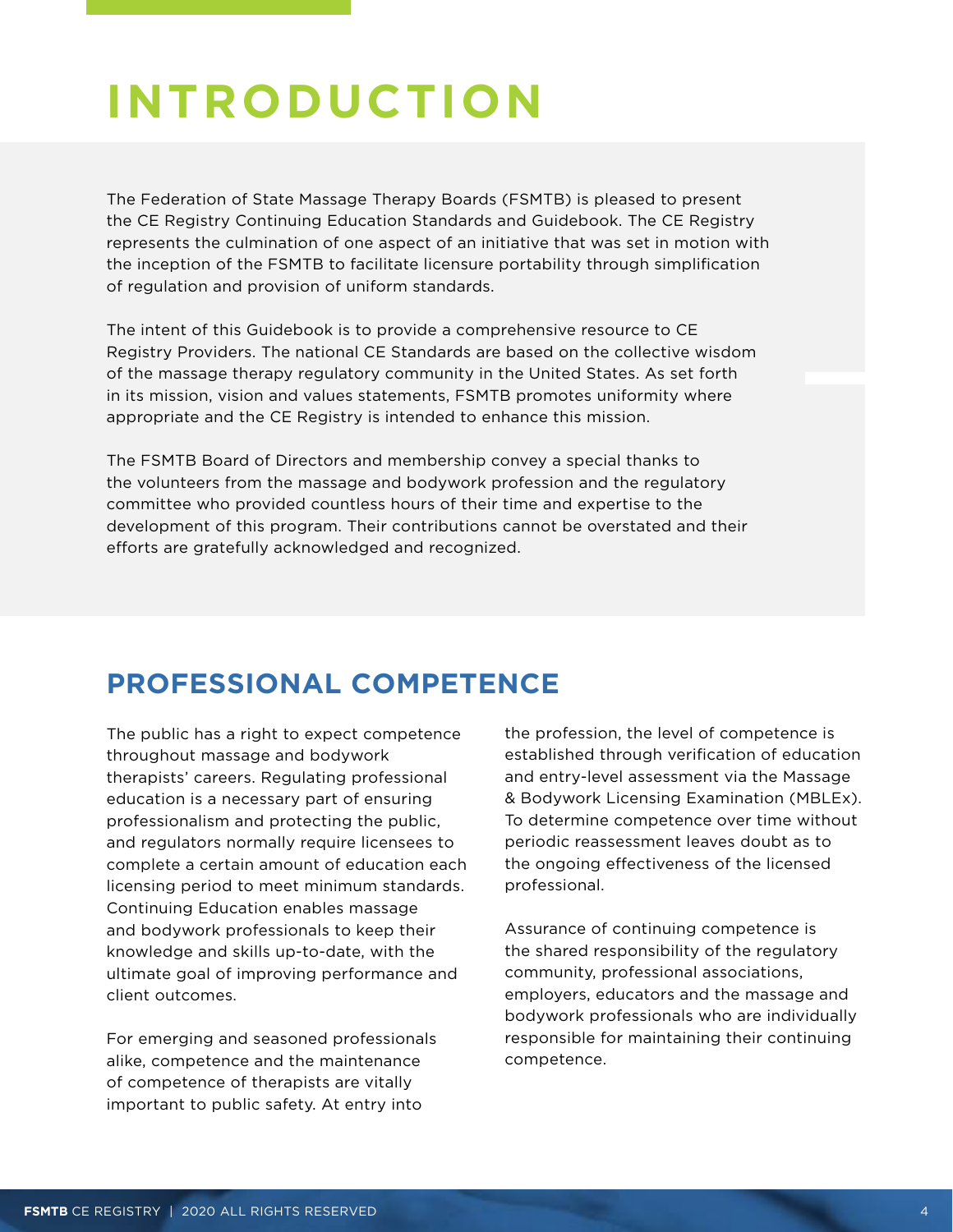# INTRODUCTION

The Federation of State Massage Therapy Boards (FSMTB) is pleased to present the CE Registry Continuing Education Standards and Guidebook. The CE Registry represents the culmination of one aspect of an initiative that was set in motion with the inception of the FSMTB to facilitate licensure portability through simplification of regulation and provision of uniform standards.

The intent of this Guidebook is to provide a comprehensive resource to CE Registry Providers. The national CE Standards are based on the collective wisdom of the massage therapy regulatory community in the United States. As set forth in its mission, vision and values statements, FSMTB promotes uniformity where appropriate and the CE Registry is intended to enhance this mission.

The FSMTB Board of Directors and membership convey a special thanks to the volunteers from the massage and bodywork profession and the regulatory committee who provided countless hours of their time and expertise to the development of this program. Their contributions cannot be overstated and their efforts are gratefully acknowledged and recognized.

## PROFESSIONAL COMPETENCE

The public has a right to expect competence throughout massage and bodywork therapists' careers. Regulating professional education is a necessary part of ensuring professionalism and protecting the public, and regulators normally require licensees to complete a certain amount of education each licensing period to meet minimum standards. Continuing Education enables massage and bodywork professionals to keep their knowledge and skills up-to-date, with the ultimate goal of improving performance and client outcomes.

For emerging and seasoned professionals alike, competence and the maintenance of competence of therapists are vitally important to public safety. At entry into the profession, the level of competence is established through verification of education and entry-level assessment via the Massage & Bodywork Licensing Examination (MBLEx). To determine competence over time without periodic reassessment leaves doubt as to the ongoing effectiveness of the licensed professional.

Assurance of continuing competence is the shared responsibility of the regulatory community, professional associations, employers, educators and the massage and bodywork professionals who are individually responsible for maintaining their continuing competence.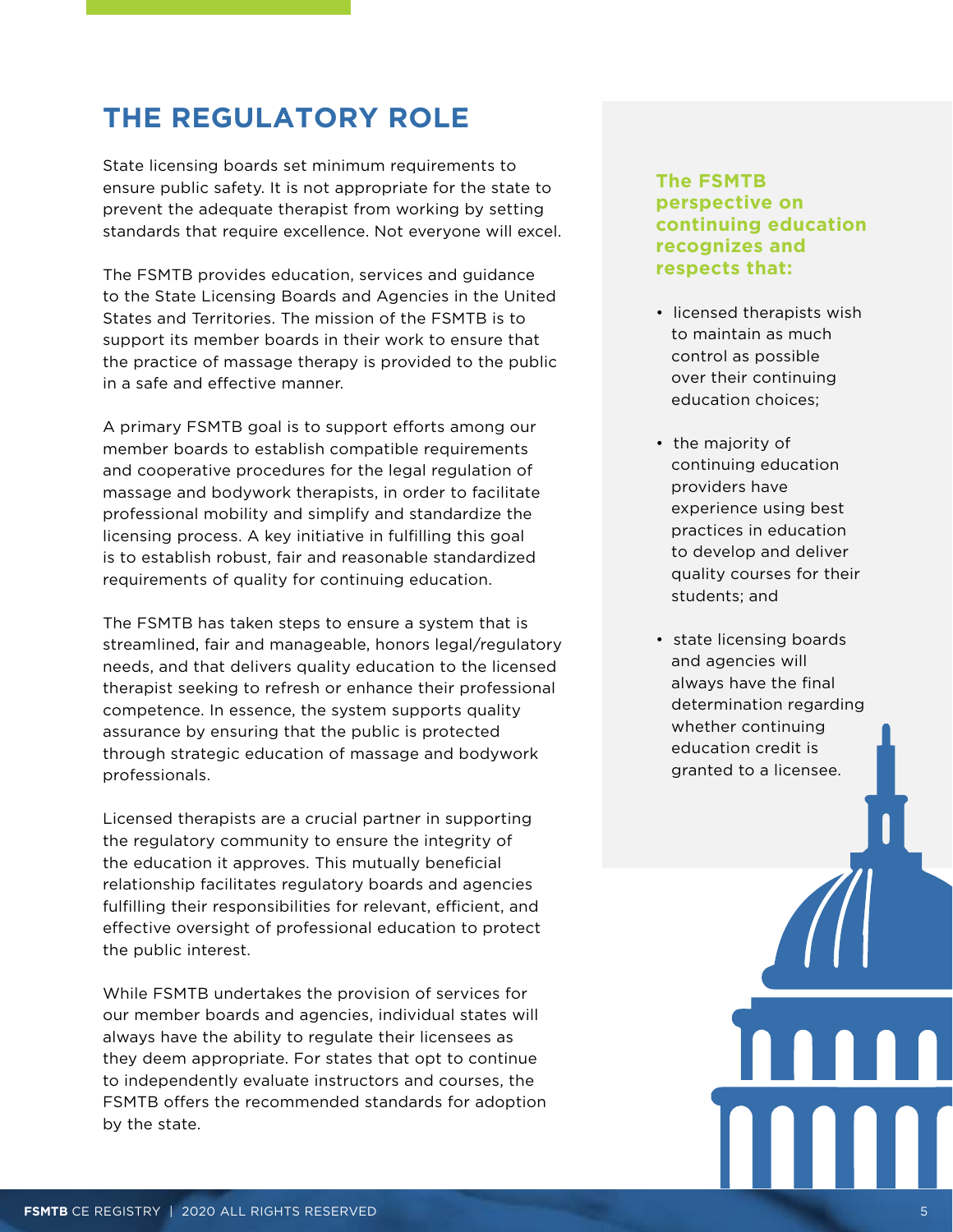# THE REGULATORY ROLE

State licensing boards set minimum requirements to ensure public safety. It is not appropriate for the state to prevent the adequate therapist from working by setting standards that require excellence. Not everyone will excel.

The FSMTB provides education, services and guidance to the State Licensing Boards and Agencies in the United States and Territories. The mission of the FSMTB is to support its member boards in their work to ensure that the practice of massage therapy is provided to the public in a safe and effective manner.

A primary FSMTB goal is to support efforts among our member boards to establish compatible requirements and cooperative procedures for the legal regulation of massage and bodywork therapists, in order to facilitate professional mobility and simplify and standardize the licensing process. A key initiative in fulfilling this goal is to establish robust, fair and reasonable standardized requirements of quality for continuing education.

The FSMTB has taken steps to ensure a system that is streamlined, fair and manageable, honors legal/regulatory needs, and that delivers quality education to the licensed therapist seeking to refresh or enhance their professional competence. In essence, the system supports quality assurance by ensuring that the public is protected through strategic education of massage and bodywork professionals.

Licensed therapists are a crucial partner in supporting the regulatory community to ensure the integrity of the education it approves. This mutually beneficial relationship facilitates regulatory boards and agencies fulfilling their responsibilities for relevant, efficient, and effective oversight of professional education to protect the public interest.

While FSMTB undertakes the provision of services for our member boards and agencies, individual states will always have the ability to regulate their licensees as they deem appropriate. For states that opt to continue to independently evaluate instructors and courses, the FSMTB offers the recommended standards for adoption by the state.

### The FSMTB perspective on continuing education recognizes and respects that:

- licensed therapists wish to maintain as much control as possible over their continuing education choices;
- the majority of continuing education providers have experience using best practices in education to develop and deliver quality courses for their students; and
- state licensing boards and agencies will always have the final determination regarding whether continuing education credit is granted to a licensee.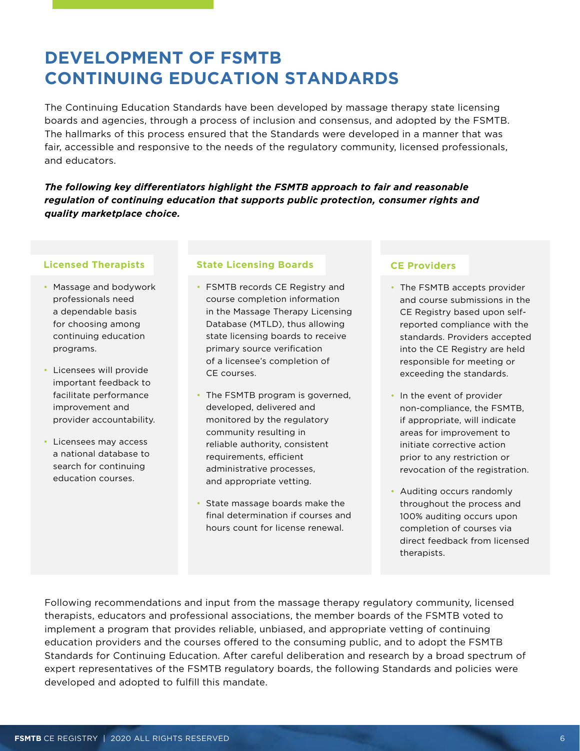# DEVELOPMENT OF FSMTB CONTINUING EDUCATION STANDARDS

The Continuing Education Standards have been developed by massage therapy state licensing boards and agencies, through a process of inclusion and consensus, and adopted by the FSMTB. The hallmarks of this process ensured that the Standards were developed in a manner that was fair, accessible and responsive to the needs of the regulatory community, licensed professionals, and educators.

***The following key differentiators highlight the FSMTB approach to fair and reasonable regulation of continuing education that supports public protection, consumer rights and quality marketplace choice.***

### Licensed Therapists

- Massage and bodywork professionals need a dependable basis for choosing among continuing education programs.
- Licensees will provide important feedback to facilitate performance improvement and provider accountability.
- Licensees may access a national database to search for continuing education courses.

### State Licensing Boards

- FSMTB records CE Registry and course completion information in the Massage Therapy Licensing Database (MTLD), thus allowing state licensing boards to receive primary source verification of a licensee's completion of CE courses.
- The FSMTB program is governed, developed, delivered and monitored by the regulatory community resulting in reliable authority, consistent requirements, efficient administrative processes, and appropriate vetting.
- State massage boards make the final determination if courses and hours count for license renewal.

### CE Providers

- The FSMTB accepts provider and course submissions in the CE Registry based upon self-reported compliance with the standards. Providers accepted into the CE Registry are held responsible for meeting or exceeding the standards.
- In the event of provider non-compliance, the FSMTB, if appropriate, will indicate areas for improvement to initiate corrective action prior to any restriction or revocation of the registration.
- Auditing occurs randomly throughout the process and 100% auditing occurs upon completion of courses via direct feedback from licensed therapists.

Following recommendations and input from the massage therapy regulatory community, licensed therapists, educators and professional associations, the member boards of the FSMTB voted to implement a program that provides reliable, unbiased, and appropriate vetting of continuing education providers and the courses offered to the consuming public, and to adopt the FSMTB Standards for Continuing Education. After careful deliberation and research by a broad spectrum of expert representatives of the FSMTB regulatory boards, the following Standards and policies were developed and adopted to fulfill this mandate.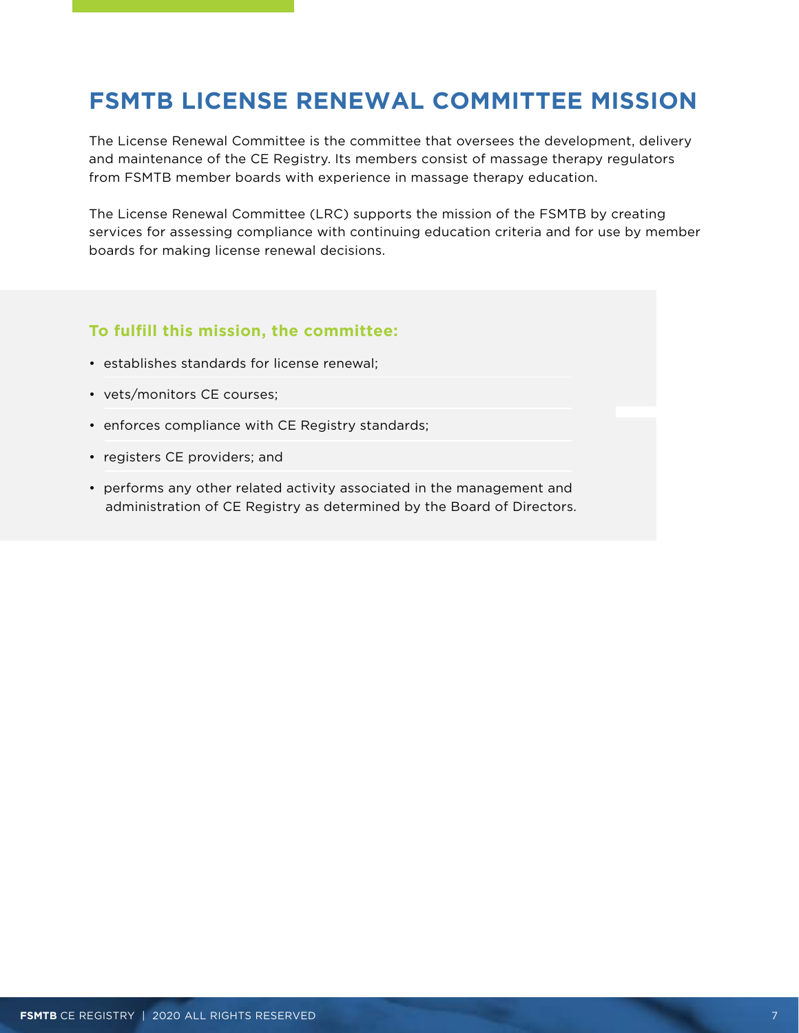## FSMTB LICENSE RENEWAL COMMITTEE MISSION

The License Renewal Committee is the committee that oversees the development, delivery and maintenance of the CE Registry. Its members consist of massage therapy regulators from FSMTB member boards with experience in massage therapy education.

The License Renewal Committee (LRC) supports the mission of the FSMTB by creating services for assessing compliance with continuing education criteria and for use by member boards for making license renewal decisions.

**To fulfill this mission, the committee:**

- establishes standards for license renewal;
- vets/monitors CE courses;
- enforces compliance with CE Registry standards;
- registers CE providers; and
- performs any other related activity associated in the management and administration of CE Registry as determined by the Board of Directors.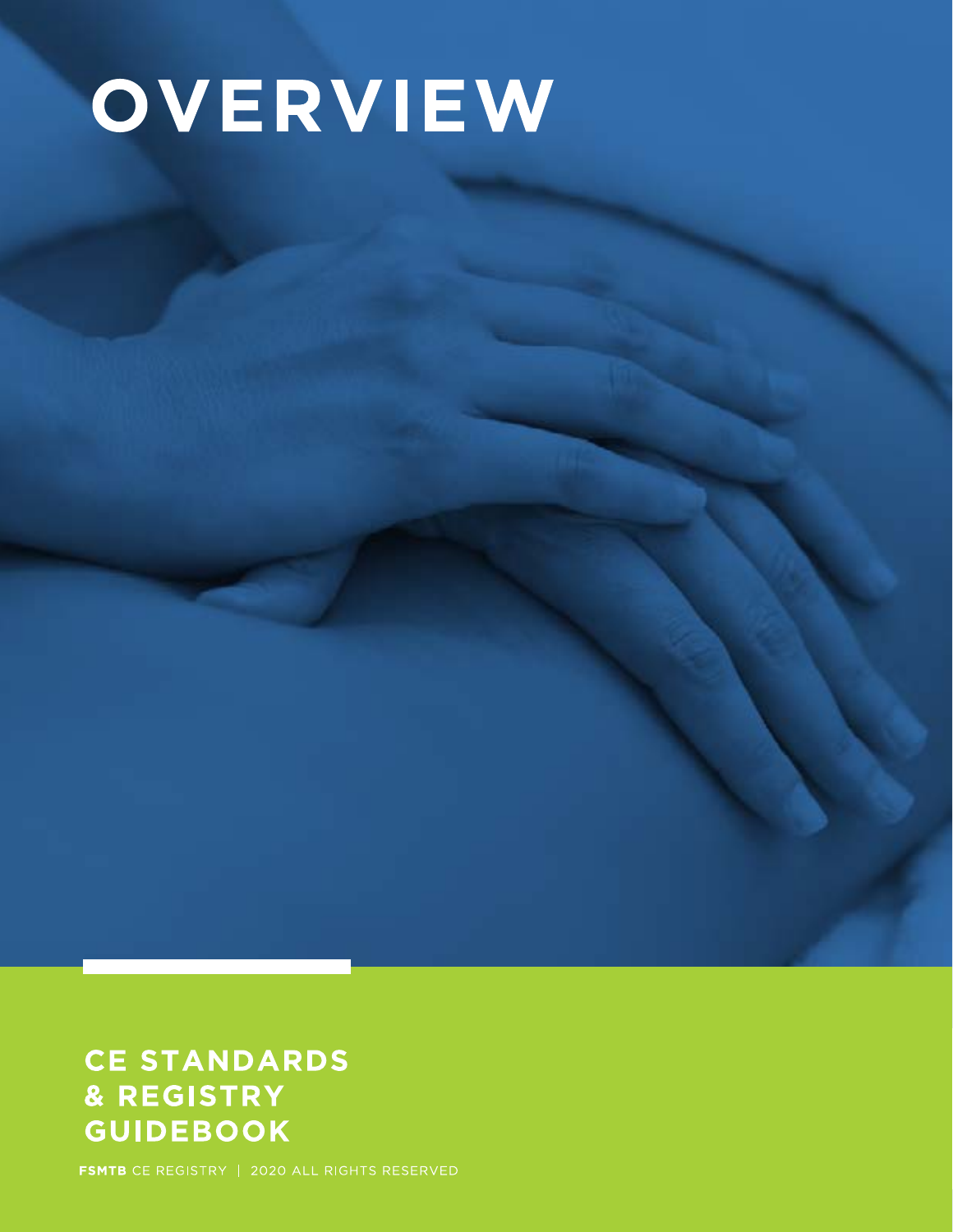# OVERVIEW

**CE STANDARDS & REGISTRY GUIDEBOOK**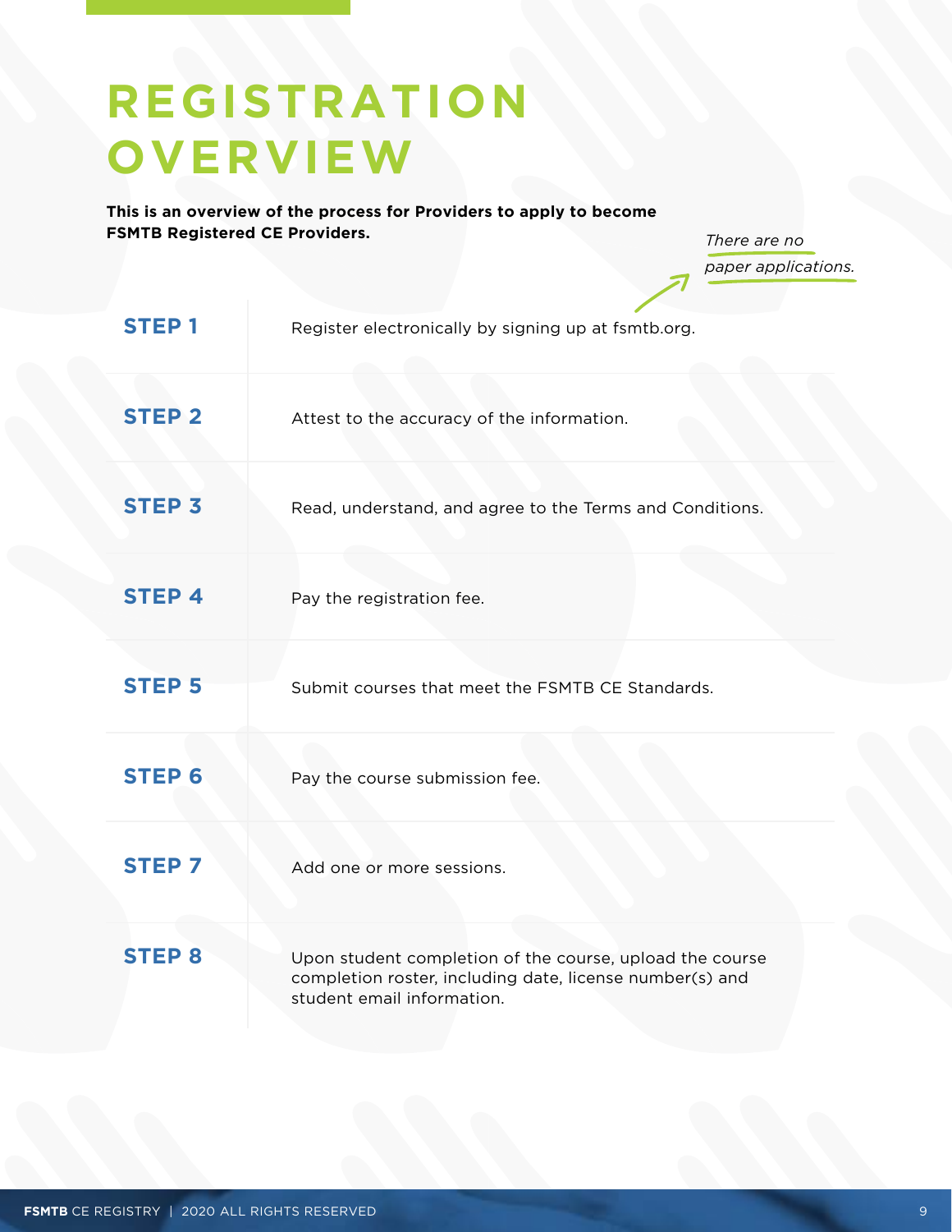# REGISTRATION OVERVIEW

**This is an overview of the process for Providers to apply to become FSMTB Registered CE Providers.**

*There are no paper applications.*

| | |
|---|---|
| **STEP 1** | Register electronically by signing up at fsmtb.org. |
| **STEP 2** | Attest to the accuracy of the information. |
| **STEP 3** | Read, understand, and agree to the Terms and Conditions. |
| **STEP 4** | Pay the registration fee. |
| **STEP 5** | Submit courses that meet the FSMTB CE Standards. |
| **STEP 6** | Pay the course submission fee. |
| **STEP 7** | Add one or more sessions. |
| **STEP 8** | Upon student completion of the course, upload the course completion roster, including date, license number(s) and student email information. |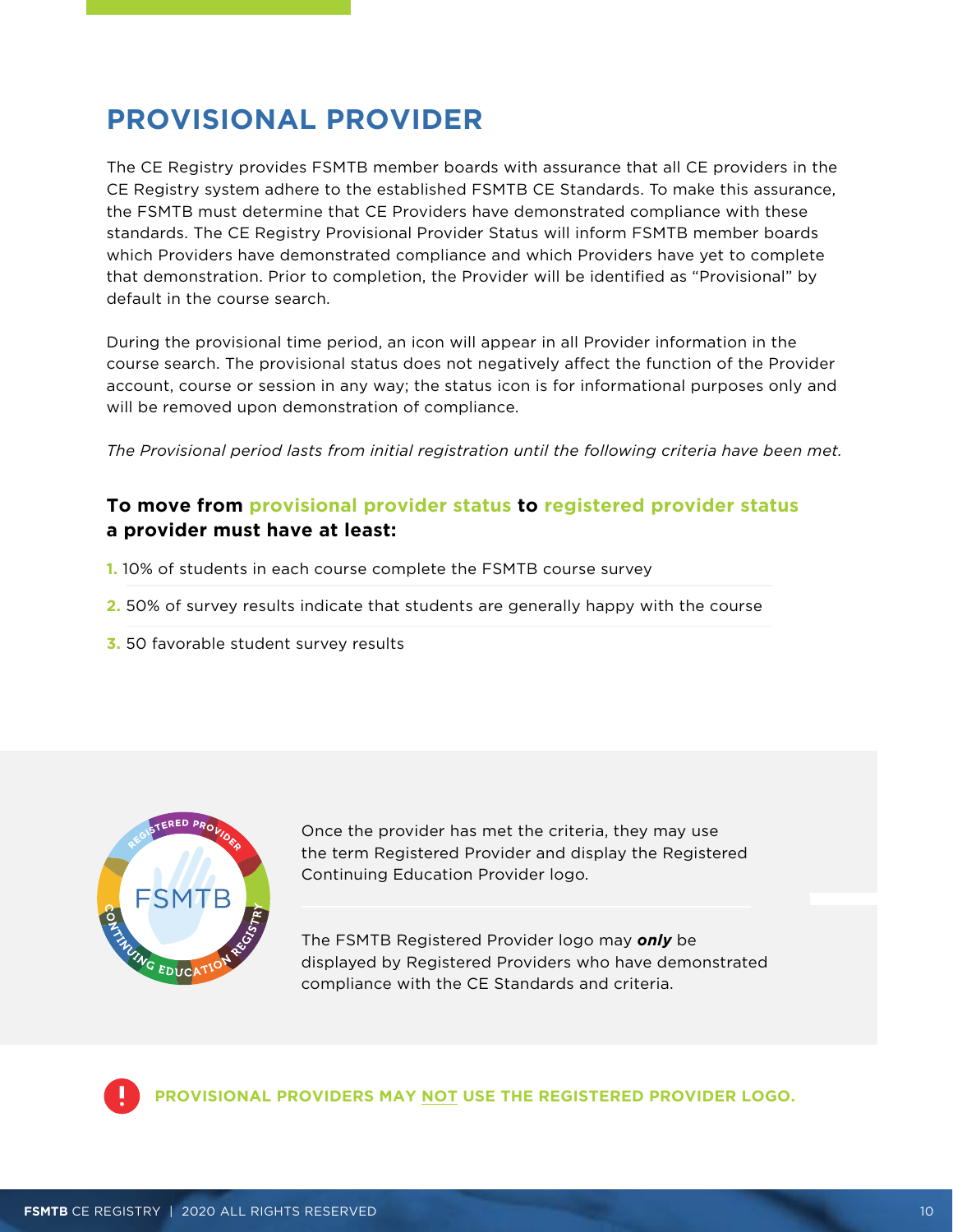# PROVISIONAL PROVIDER

The CE Registry provides FSMTB member boards with assurance that all CE providers in the CE Registry system adhere to the established FSMTB CE Standards. To make this assurance, the FSMTB must determine that CE Providers have demonstrated compliance with these standards. The CE Registry Provisional Provider Status will inform FSMTB member boards which Providers have demonstrated compliance and which Providers have yet to complete that demonstration. Prior to completion, the Provider will be identified as "Provisional" by default in the course search.

During the provisional time period, an icon will appear in all Provider information in the course search. The provisional status does not negatively affect the function of the Provider account, course or session in any way; the status icon is for informational purposes only and will be removed upon demonstration of compliance.

*The Provisional period lasts from initial registration until the following criteria have been met.*

**To move from provisional provider status to registered provider status a provider must have at least:**

1. 10% of students in each course complete the FSMTB course survey
2. 50% of survey results indicate that students are generally happy with the course
3. 50 favorable student survey results

Once the provider has met the criteria, they may use the term Registered Provider and display the Registered Continuing Education Provider logo.

The FSMTB Registered Provider logo may ***only*** be displayed by Registered Providers who have demonstrated compliance with the CE Standards and criteria.

**PROVISIONAL PROVIDERS MAY NOT USE THE REGISTERED PROVIDER LOGO.**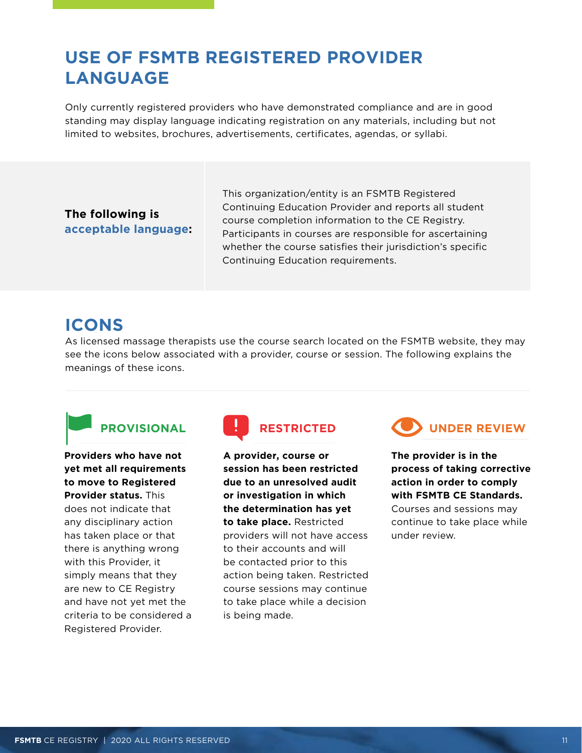## USE OF FSMTB REGISTERED PROVIDER LANGUAGE

Only currently registered providers who have demonstrated compliance and are in good standing may display language indicating registration on any materials, including but not limited to websites, brochures, advertisements, certificates, agendas, or syllabi.

**The following is acceptable language:**

This organization/entity is an FSMTB Registered Continuing Education Provider and reports all student course completion information to the CE Registry. Participants in courses are responsible for ascertaining whether the course satisfies their jurisdiction's specific Continuing Education requirements.

## ICONS

As licensed massage therapists use the course search located on the FSMTB website, they may see the icons below associated with a provider, course or session. The following explains the meanings of these icons.

### PROVISIONAL

**Providers who have not yet met all requirements to move to Registered Provider status.** This does not indicate that any disciplinary action has taken place or that there is anything wrong with this Provider, it simply means that they are new to CE Registry and have not yet met the criteria to be considered a Registered Provider.

### RESTRICTED

**A provider, course or session has been restricted due to an unresolved audit or investigation in which the determination has yet to take place.** Restricted providers will not have access to their accounts and will be contacted prior to this action being taken. Restricted course sessions may continue to take place while a decision is being made.

### UNDER REVIEW

**The provider is in the process of taking corrective action in order to comply with FSMTB CE Standards.** Courses and sessions may continue to take place while under review.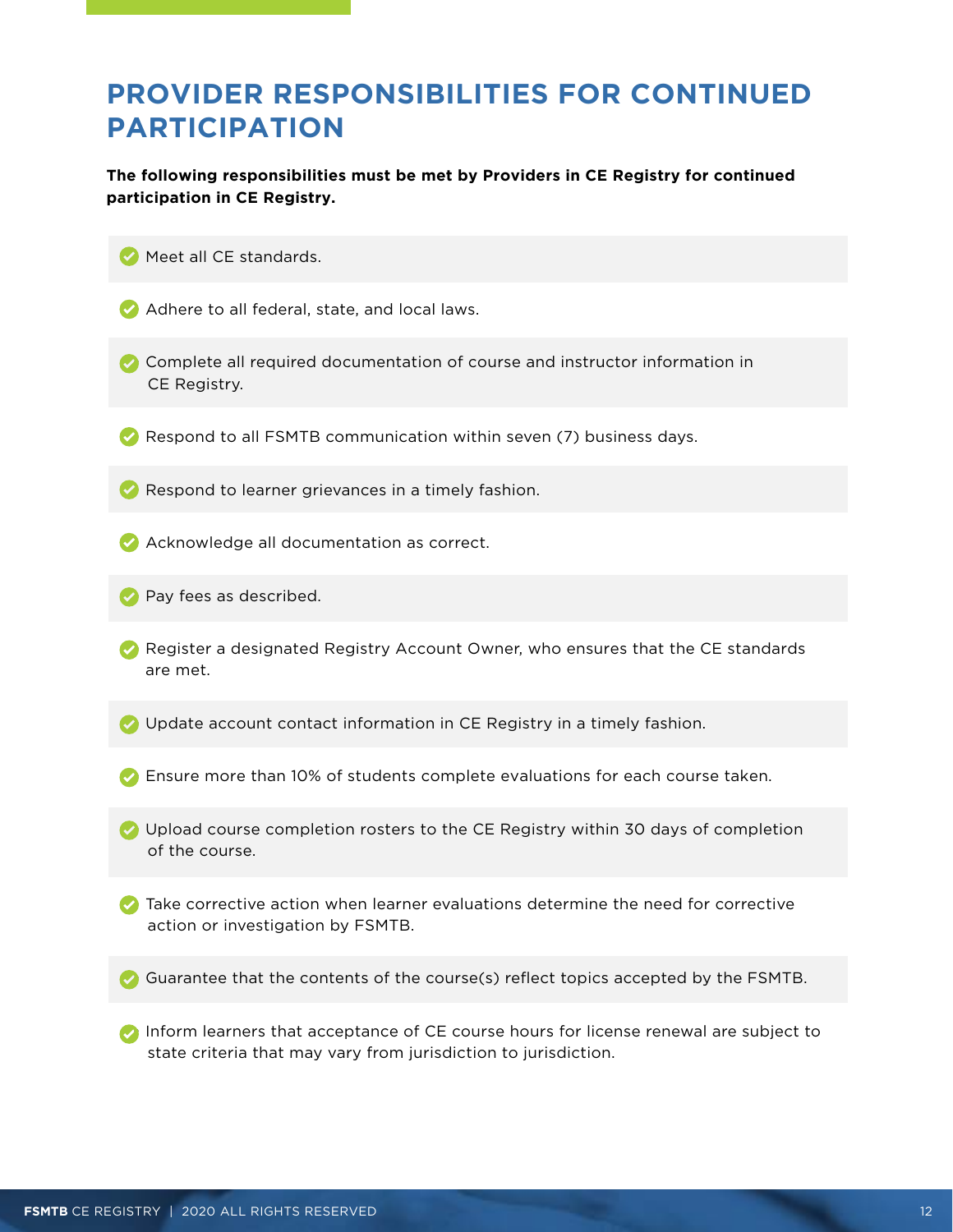# PROVIDER RESPONSIBILITIES FOR CONTINUED PARTICIPATION

**The following responsibilities must be met by Providers in CE Registry for continued participation in CE Registry.**

- Meet all CE standards.
- Adhere to all federal, state, and local laws.
- Complete all required documentation of course and instructor information in CE Registry.
- Respond to all FSMTB communication within seven (7) business days.
- Respond to learner grievances in a timely fashion.
- Acknowledge all documentation as correct.
- Pay fees as described.
- Register a designated Registry Account Owner, who ensures that the CE standards are met.
- Update account contact information in CE Registry in a timely fashion.
- Ensure more than 10% of students complete evaluations for each course taken.
- Upload course completion rosters to the CE Registry within 30 days of completion of the course.
- Take corrective action when learner evaluations determine the need for corrective action or investigation by FSMTB.
- Guarantee that the contents of the course(s) reflect topics accepted by the FSMTB.
- Inform learners that acceptance of CE course hours for license renewal are subject to state criteria that may vary from jurisdiction to jurisdiction.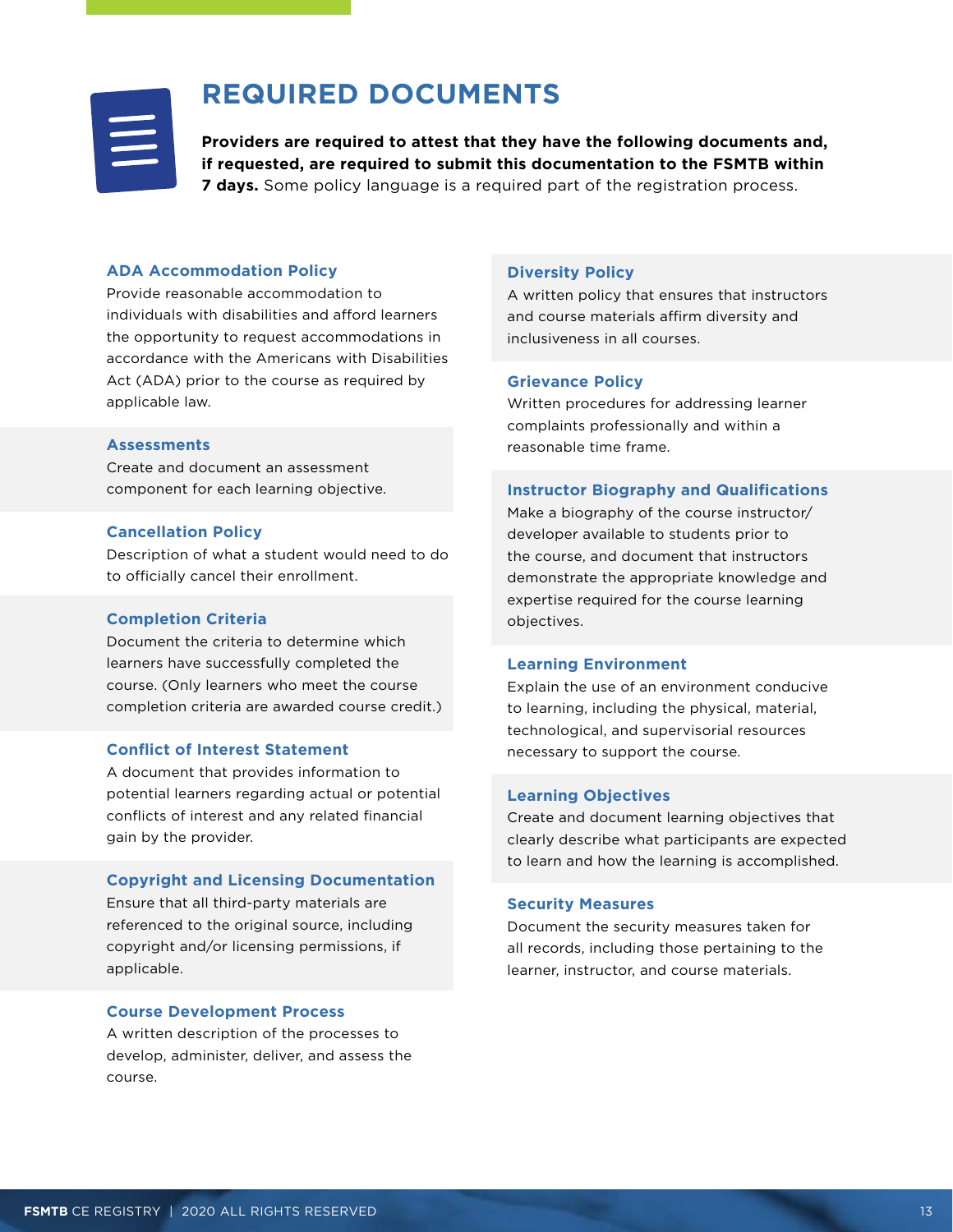# REQUIRED DOCUMENTS

**Providers are required to attest that they have the following documents and, if requested, are required to submit this documentation to the FSMTB within 7 days.** Some policy language is a required part of the registration process.

### ADA Accommodation Policy

Provide reasonable accommodation to individuals with disabilities and afford learners the opportunity to request accommodations in accordance with the Americans with Disabilities Act (ADA) prior to the course as required by applicable law.

### Assessments

Create and document an assessment component for each learning objective.

### Cancellation Policy

Description of what a student would need to do to officially cancel their enrollment.

### Completion Criteria

Document the criteria to determine which learners have successfully completed the course. (Only learners who meet the course completion criteria are awarded course credit.)

### Conflict of Interest Statement

A document that provides information to potential learners regarding actual or potential conflicts of interest and any related financial gain by the provider.

### Copyright and Licensing Documentation

Ensure that all third-party materials are referenced to the original source, including copyright and/or licensing permissions, if applicable.

### Course Development Process

A written description of the processes to develop, administer, deliver, and assess the course.

### Diversity Policy

A written policy that ensures that instructors and course materials affirm diversity and inclusiveness in all courses.

### Grievance Policy

Written procedures for addressing learner complaints professionally and within a reasonable time frame.

### Instructor Biography and Qualifications

Make a biography of the course instructor/developer available to students prior to the course, and document that instructors demonstrate the appropriate knowledge and expertise required for the course learning objectives.

### Learning Environment

Explain the use of an environment conducive to learning, including the physical, material, technological, and supervisorial resources necessary to support the course.

### Learning Objectives

Create and document learning objectives that clearly describe what participants are expected to learn and how the learning is accomplished.

### Security Measures

Document the security measures taken for all records, including those pertaining to the learner, instructor, and course materials.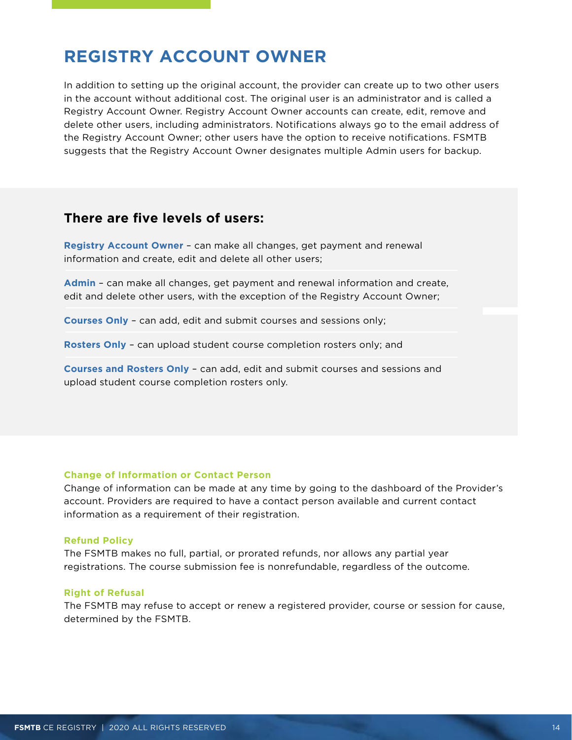# REGISTRY ACCOUNT OWNER

In addition to setting up the original account, the provider can create up to two other users in the account without additional cost. The original user is an administrator and is called a Registry Account Owner. Registry Account Owner accounts can create, edit, remove and delete other users, including administrators. Notifications always go to the email address of the Registry Account Owner; other users have the option to receive notifications. FSMTB suggests that the Registry Account Owner designates multiple Admin users for backup.

## There are five levels of users:

**Registry Account Owner** – can make all changes, get payment and renewal information and create, edit and delete all other users;

**Admin** – can make all changes, get payment and renewal information and create, edit and delete other users, with the exception of the Registry Account Owner;

**Courses Only** – can add, edit and submit courses and sessions only;

**Rosters Only** – can upload student course completion rosters only; and

**Courses and Rosters Only** – can add, edit and submit courses and sessions and upload student course completion rosters only.

### Change of Information or Contact Person

Change of information can be made at any time by going to the dashboard of the Provider's account. Providers are required to have a contact person available and current contact information as a requirement of their registration.

### Refund Policy

The FSMTB makes no full, partial, or prorated refunds, nor allows any partial year registrations. The course submission fee is nonrefundable, regardless of the outcome.

### Right of Refusal

The FSMTB may refuse to accept or renew a registered provider, course or session for cause, determined by the FSMTB.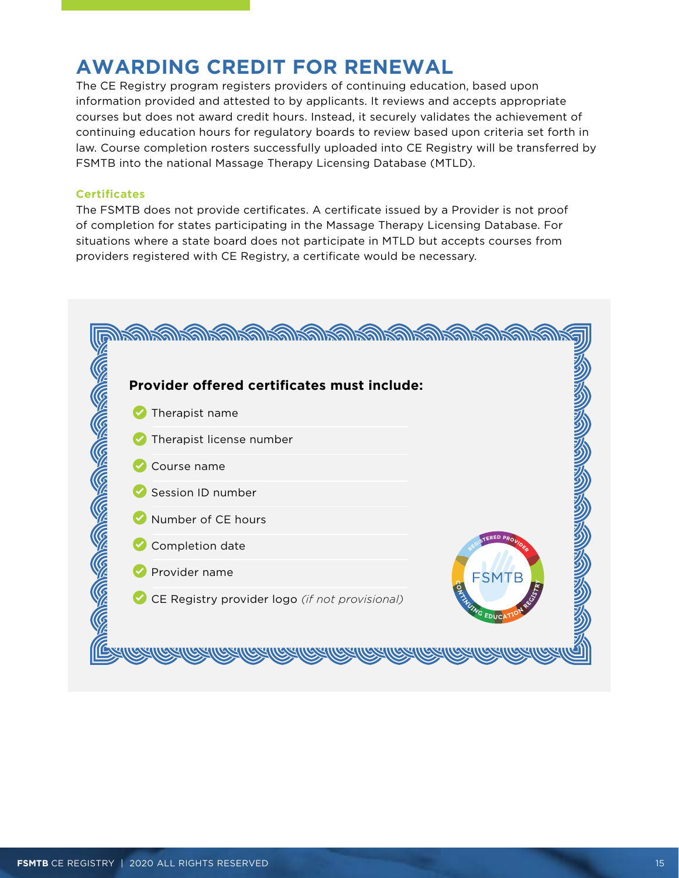# AWARDING CREDIT FOR RENEWAL

The CE Registry program registers providers of continuing education, based upon information provided and attested to by applicants. It reviews and accepts appropriate courses but does not award credit hours. Instead, it securely validates the achievement of continuing education hours for regulatory boards to review based upon criteria set forth in law. Course completion rosters successfully uploaded into CE Registry will be transferred by FSMTB into the national Massage Therapy Licensing Database (MTLD).

### Certificates

The FSMTB does not provide certificates. A certificate issued by a Provider is not proof of completion for states participating in the Massage Therapy Licensing Database. For situations where a state board does not participate in MTLD but accepts courses from providers registered with CE Registry, a certificate would be necessary.

**Provider offered certificates must include:**

- Therapist name
- Therapist license number
- Course name
- Session ID number
- Number of CE hours
- Completion date
- Provider name
- CE Registry provider logo *(if not provisional)*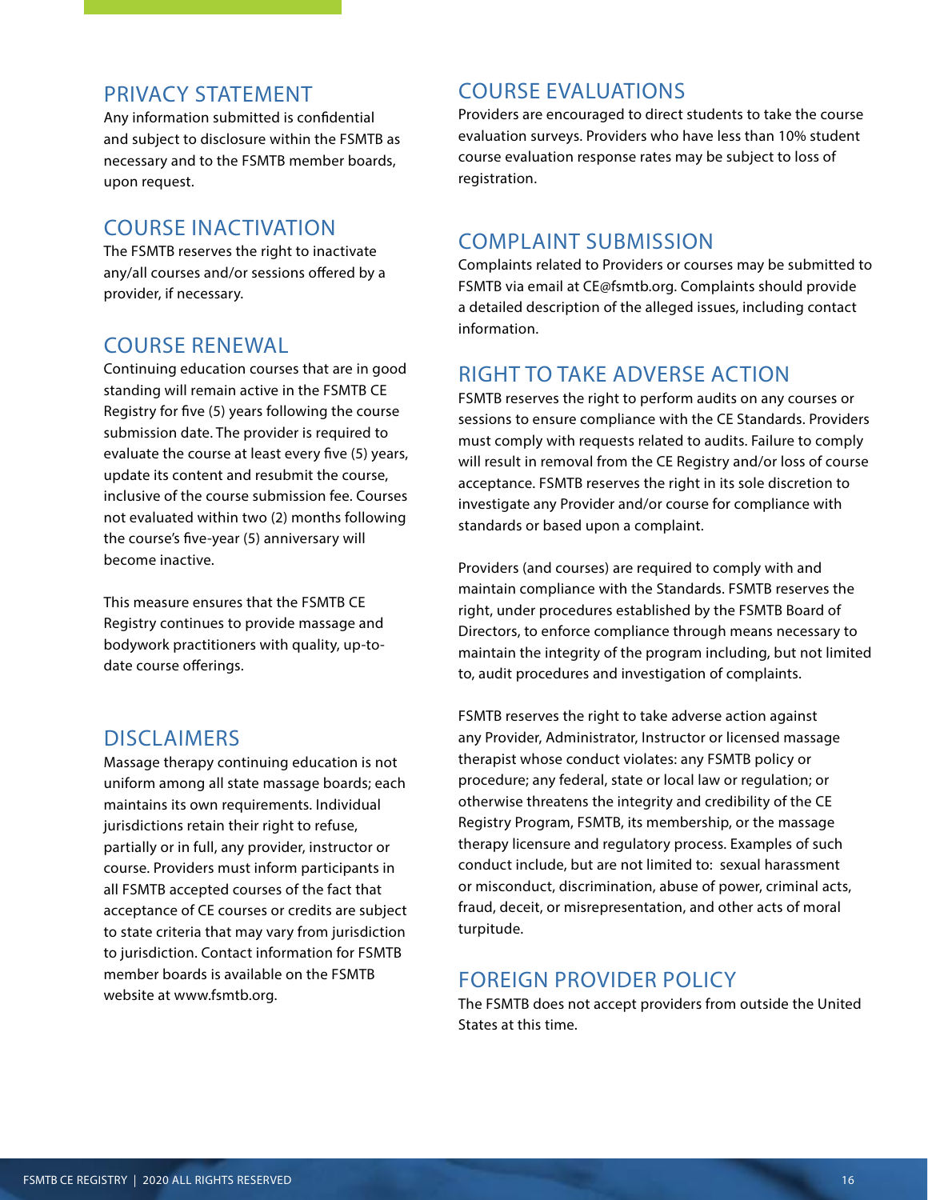## PRIVACY STATEMENT

Any information submitted is confidential and subject to disclosure within the FSMTB as necessary and to the FSMTB member boards, upon request.

## COURSE INACTIVATION

The FSMTB reserves the right to inactivate any/all courses and/or sessions offered by a provider, if necessary.

## COURSE RENEWAL

Continuing education courses that are in good standing will remain active in the FSMTB CE Registry for five (5) years following the course submission date. The provider is required to evaluate the course at least every five (5) years, update its content and resubmit the course, inclusive of the course submission fee. Courses not evaluated within two (2) months following the course's five-year (5) anniversary will become inactive.

This measure ensures that the FSMTB CE Registry continues to provide massage and bodywork practitioners with quality, up-to-date course offerings.

## DISCLAIMERS

Massage therapy continuing education is not uniform among all state massage boards; each maintains its own requirements. Individual jurisdictions retain their right to refuse, partially or in full, any provider, instructor or course. Providers must inform participants in all FSMTB accepted courses of the fact that acceptance of CE courses or credits are subject to state criteria that may vary from jurisdiction to jurisdiction. Contact information for FSMTB member boards is available on the FSMTB website at www.fsmtb.org.

## COURSE EVALUATIONS

Providers are encouraged to direct students to take the course evaluation surveys. Providers who have less than 10% student course evaluation response rates may be subject to loss of registration.

## COMPLAINT SUBMISSION

Complaints related to Providers or courses may be submitted to FSMTB via email at CE@fsmtb.org. Complaints should provide a detailed description of the alleged issues, including contact information.

## RIGHT TO TAKE ADVERSE ACTION

FSMTB reserves the right to perform audits on any courses or sessions to ensure compliance with the CE Standards. Providers must comply with requests related to audits. Failure to comply will result in removal from the CE Registry and/or loss of course acceptance. FSMTB reserves the right in its sole discretion to investigate any Provider and/or course for compliance with standards or based upon a complaint.

Providers (and courses) are required to comply with and maintain compliance with the Standards. FSMTB reserves the right, under procedures established by the FSMTB Board of Directors, to enforce compliance through means necessary to maintain the integrity of the program including, but not limited to, audit procedures and investigation of complaints.

FSMTB reserves the right to take adverse action against any Provider, Administrator, Instructor or licensed massage therapist whose conduct violates: any FSMTB policy or procedure; any federal, state or local law or regulation; or otherwise threatens the integrity and credibility of the CE Registry Program, FSMTB, its membership, or the massage therapy licensure and regulatory process. Examples of such conduct include, but are not limited to: sexual harassment or misconduct, discrimination, abuse of power, criminal acts, fraud, deceit, or misrepresentation, and other acts of moral turpitude.

## FOREIGN PROVIDER POLICY

The FSMTB does not accept providers from outside the United States at this time.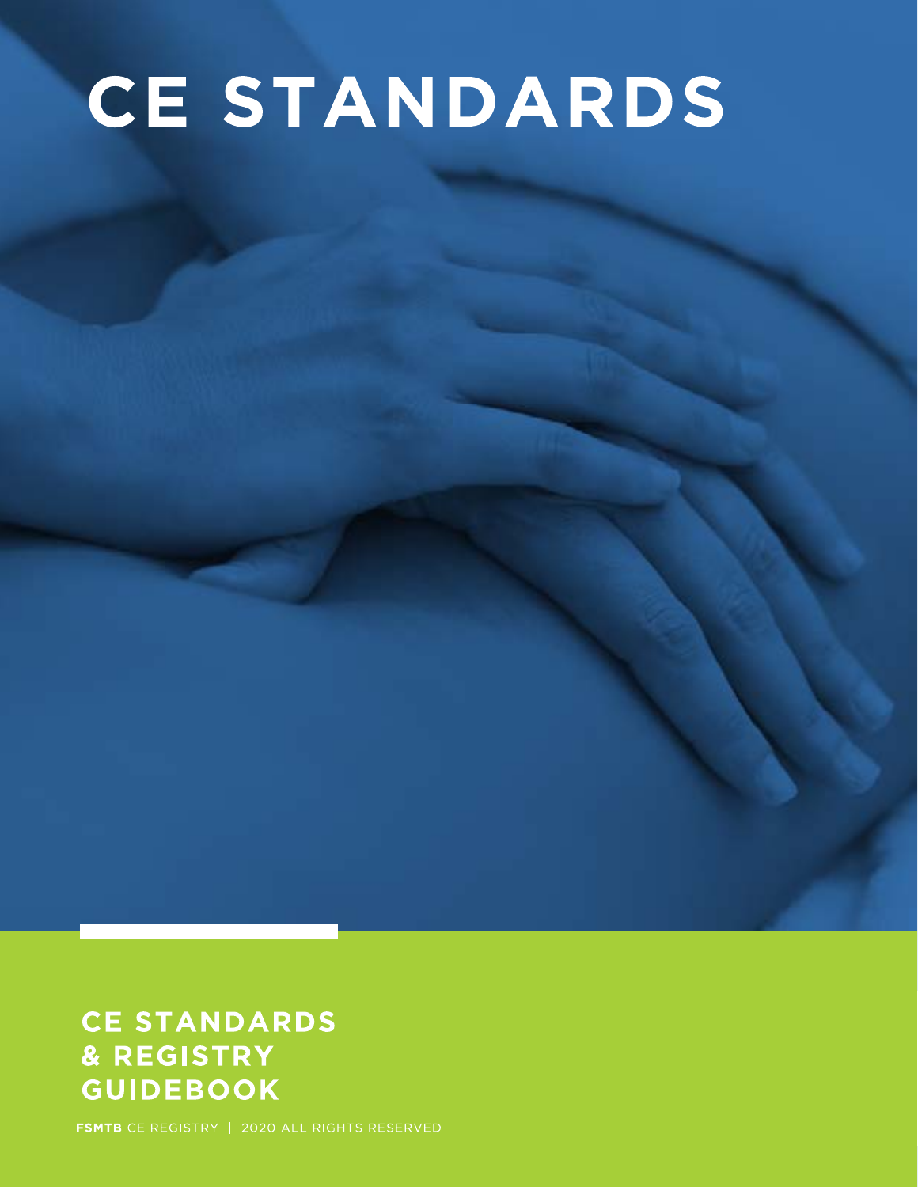# CE STANDARDS

## CE STANDARDS & REGISTRY GUIDEBOOK

**FSMTB** CE REGISTRY | 2020 ALL RIGHTS RESERVED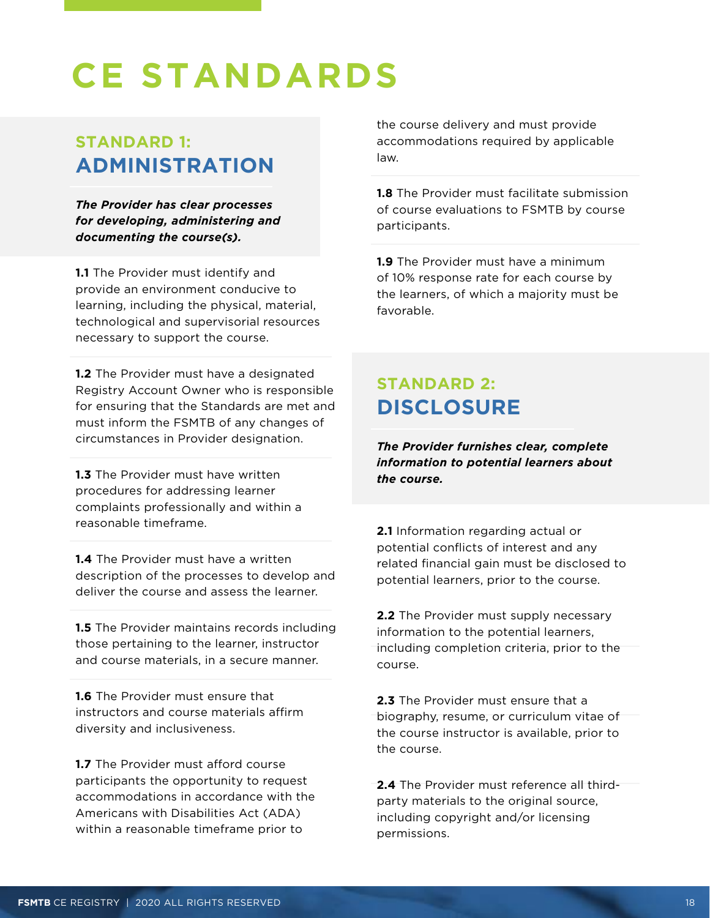# CE STANDARDS

## STANDARD 1: ADMINISTRATION

***The Provider has clear processes for developing, administering and documenting the course(s).***

**1.1** The Provider must identify and provide an environment conducive to learning, including the physical, material, technological and supervisorial resources necessary to support the course.

**1.2** The Provider must have a designated Registry Account Owner who is responsible for ensuring that the Standards are met and must inform the FSMTB of any changes of circumstances in Provider designation.

**1.3** The Provider must have written procedures for addressing learner complaints professionally and within a reasonable timeframe.

**1.4** The Provider must have a written description of the processes to develop and deliver the course and assess the learner.

**1.5** The Provider maintains records including those pertaining to the learner, instructor and course materials, in a secure manner.

**1.6** The Provider must ensure that instructors and course materials affirm diversity and inclusiveness.

**1.7** The Provider must afford course participants the opportunity to request accommodations in accordance with the Americans with Disabilities Act (ADA) within a reasonable timeframe prior to the course delivery and must provide accommodations required by applicable law.

**1.8** The Provider must facilitate submission of course evaluations to FSMTB by course participants.

**1.9** The Provider must have a minimum of 10% response rate for each course by the learners, of which a majority must be favorable.

## STANDARD 2: DISCLOSURE

***The Provider furnishes clear, complete information to potential learners about the course.***

**2.1** Information regarding actual or potential conflicts of interest and any related financial gain must be disclosed to potential learners, prior to the course.

**2.2** The Provider must supply necessary information to the potential learners, including completion criteria, prior to the course.

**2.3** The Provider must ensure that a biography, resume, or curriculum vitae of the course instructor is available, prior to the course.

**2.4** The Provider must reference all third-party materials to the original source, including copyright and/or licensing permissions.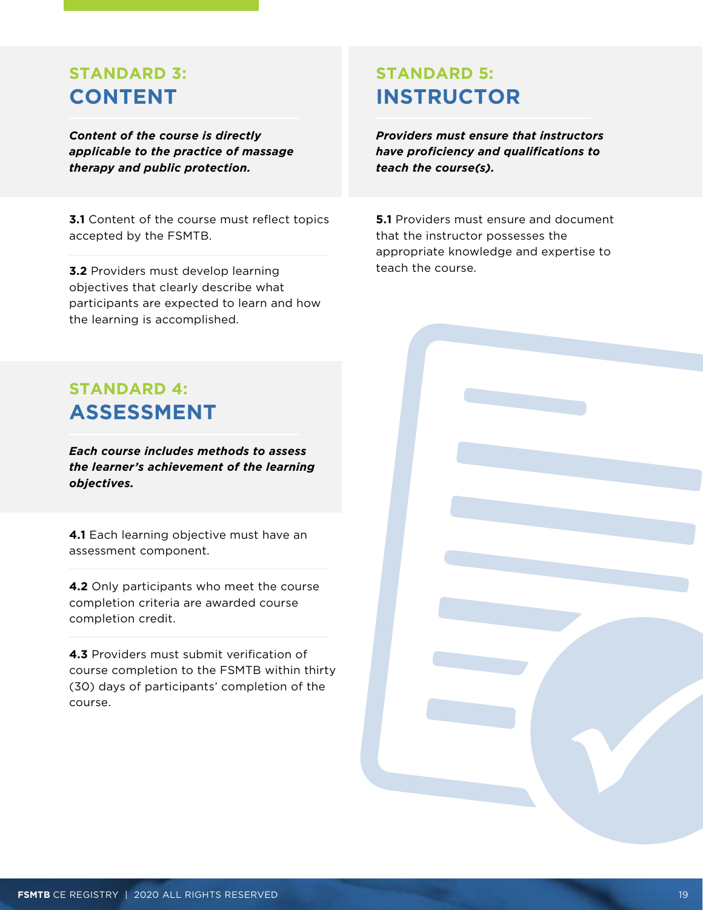## STANDARD 3: CONTENT

***Content of the course is directly applicable to the practice of massage therapy and public protection.***

**3.1** Content of the course must reflect topics accepted by the FSMTB.

**3.2** Providers must develop learning objectives that clearly describe what participants are expected to learn and how the learning is accomplished.

## STANDARD 4: ASSESSMENT

***Each course includes methods to assess the learner's achievement of the learning objectives.***

**4.1** Each learning objective must have an assessment component.

**4.2** Only participants who meet the course completion criteria are awarded course completion credit.

**4.3** Providers must submit verification of course completion to the FSMTB within thirty (30) days of participants' completion of the course.

## STANDARD 5: INSTRUCTOR

***Providers must ensure that instructors have proficiency and qualifications to teach the course(s).***

**5.1** Providers must ensure and document that the instructor possesses the appropriate knowledge and expertise to teach the course.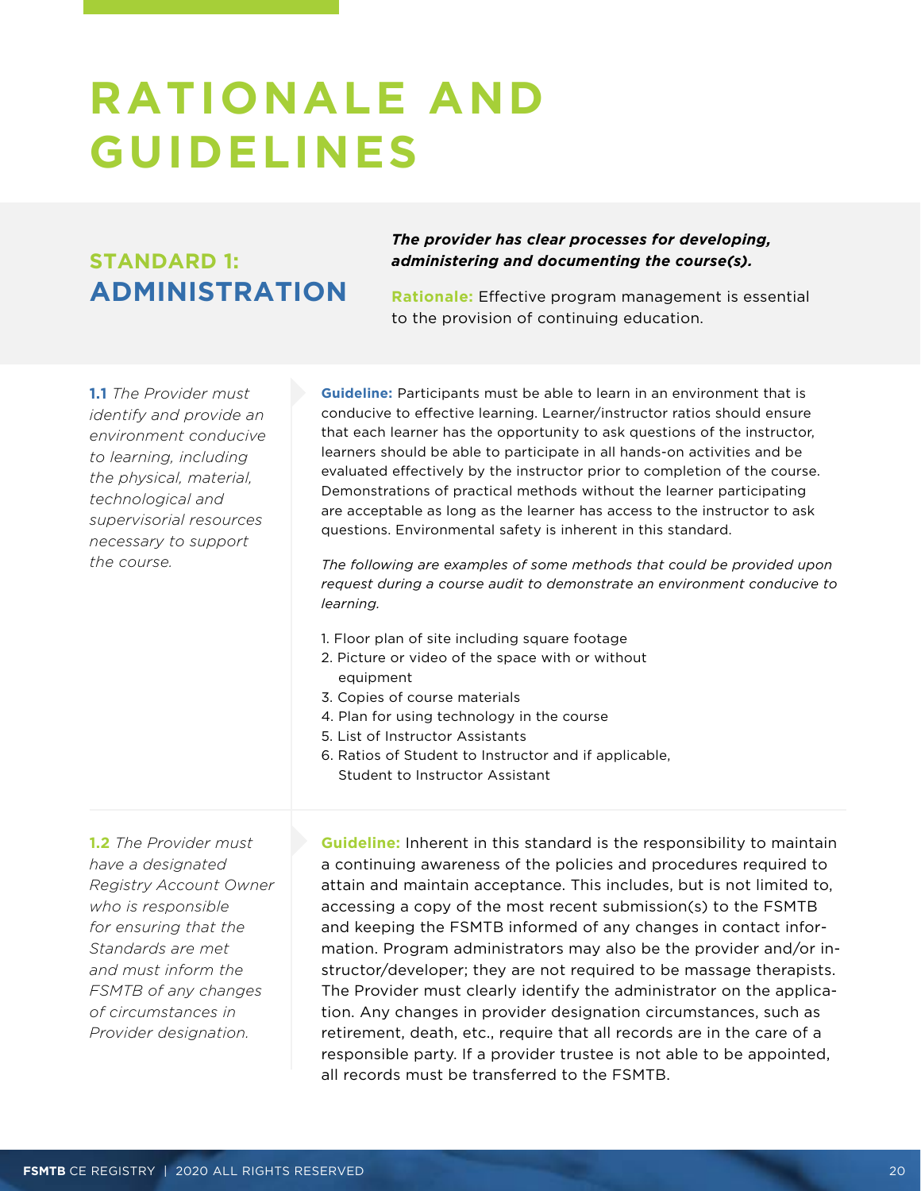# RATIONALE AND GUIDELINES

## STANDARD 1: ADMINISTRATION

***The provider has clear processes for developing, administering and documenting the course(s).***

**Rationale:** Effective program management is essential to the provision of continuing education.

**1.1** *The Provider must identify and provide an environment conducive to learning, including the physical, material, technological and supervisorial resources necessary to support the course.*

**Guideline:** Participants must be able to learn in an environment that is conducive to effective learning. Learner/instructor ratios should ensure that each learner has the opportunity to ask questions of the instructor, learners should be able to participate in all hands-on activities and be evaluated effectively by the instructor prior to completion of the course. Demonstrations of practical methods without the learner participating are acceptable as long as the learner has access to the instructor to ask questions. Environmental safety is inherent in this standard.

*The following are examples of some methods that could be provided upon request during a course audit to demonstrate an environment conducive to learning.*

1. Floor plan of site including square footage
2. Picture or video of the space with or without equipment
3. Copies of course materials
4. Plan for using technology in the course
5. List of Instructor Assistants
6. Ratios of Student to Instructor and if applicable, Student to Instructor Assistant

**1.2** *The Provider must have a designated Registry Account Owner who is responsible for ensuring that the Standards are met and must inform the FSMTB of any changes of circumstances in Provider designation.*

**Guideline:** Inherent in this standard is the responsibility to maintain a continuing awareness of the policies and procedures required to attain and maintain acceptance. This includes, but is not limited to, accessing a copy of the most recent submission(s) to the FSMTB and keeping the FSMTB informed of any changes in contact information. Program administrators may also be the provider and/or instructor/developer; they are not required to be massage therapists. The Provider must clearly identify the administrator on the application. Any changes in provider designation circumstances, such as retirement, death, etc., require that all records are in the care of a responsible party. If a provider trustee is not able to be appointed, all records must be transferred to the FSMTB.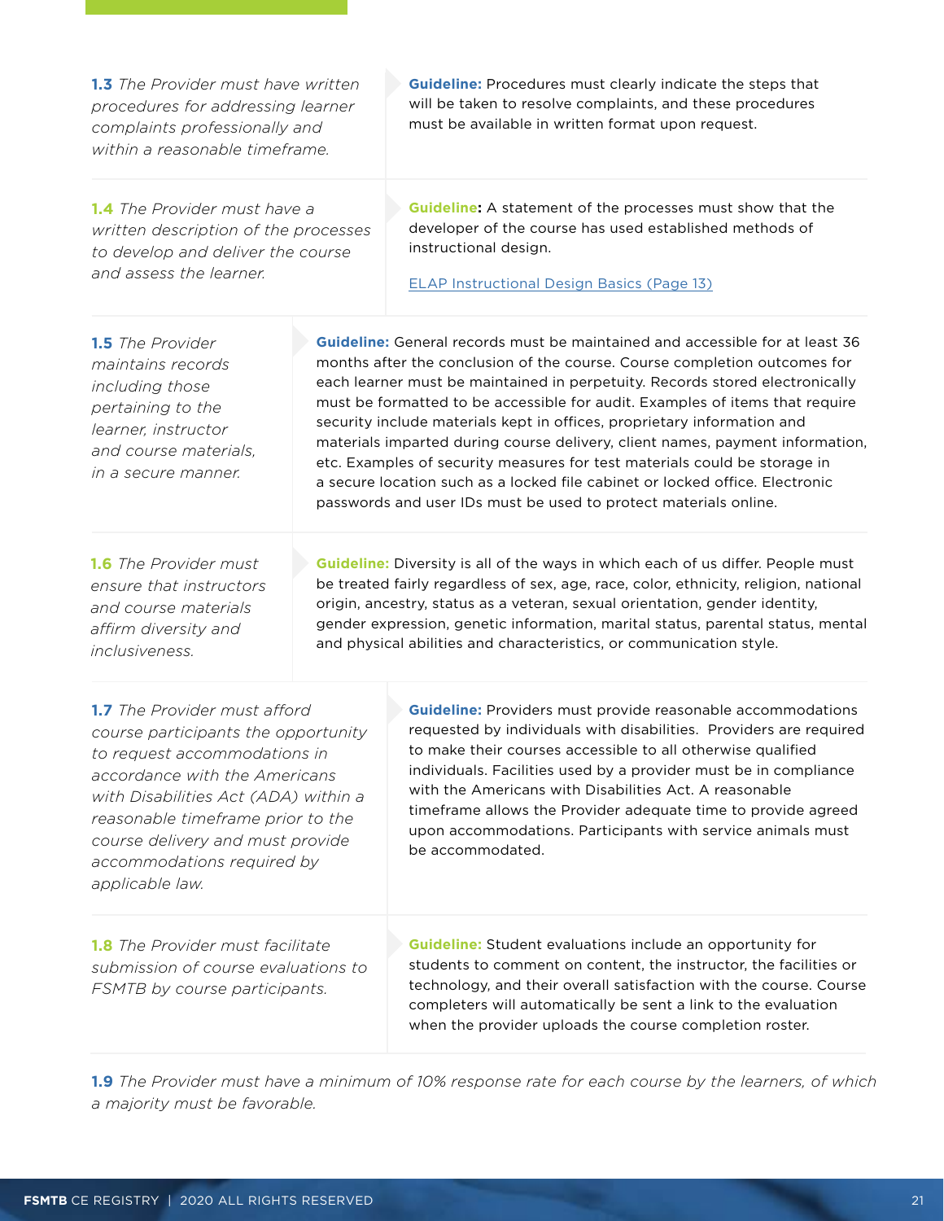**1.3** *The Provider must have written procedures for addressing learner complaints professionally and within a reasonable timeframe.*

**Guideline:** Procedures must clearly indicate the steps that will be taken to resolve complaints, and these procedures must be available in written format upon request.

**1.4** *The Provider must have a written description of the processes to develop and deliver the course and assess the learner.*

**Guideline:** A statement of the processes must show that the developer of the course has used established methods of instructional design.

ELAP Instructional Design Basics (Page 13)

**1.5** *The Provider maintains records including those pertaining to the learner, instructor and course materials, in a secure manner.*

**Guideline:** General records must be maintained and accessible for at least 36 months after the conclusion of the course. Course completion outcomes for each learner must be maintained in perpetuity. Records stored electronically must be formatted to be accessible for audit. Examples of items that require security include materials kept in offices, proprietary information and materials imparted during course delivery, client names, payment information, etc. Examples of security measures for test materials could be storage in a secure location such as a locked file cabinet or locked office. Electronic passwords and user IDs must be used to protect materials online.

**1.6** *The Provider must ensure that instructors and course materials affirm diversity and inclusiveness.*

**Guideline:** Diversity is all of the ways in which each of us differ. People must be treated fairly regardless of sex, age, race, color, ethnicity, religion, national origin, ancestry, status as a veteran, sexual orientation, gender identity, gender expression, genetic information, marital status, parental status, mental and physical abilities and characteristics, or communication style.

**1.7** *The Provider must afford course participants the opportunity to request accommodations in accordance with the Americans with Disabilities Act (ADA) within a reasonable timeframe prior to the course delivery and must provide accommodations required by applicable law.*

**Guideline:** Providers must provide reasonable accommodations requested by individuals with disabilities. Providers are required to make their courses accessible to all otherwise qualified individuals. Facilities used by a provider must be in compliance with the Americans with Disabilities Act. A reasonable timeframe allows the Provider adequate time to provide agreed upon accommodations. Participants with service animals must be accommodated.

**1.8** *The Provider must facilitate submission of course evaluations to FSMTB by course participants.*

**Guideline:** Student evaluations include an opportunity for students to comment on content, the instructor, the facilities or technology, and their overall satisfaction with the course. Course completers will automatically be sent a link to the evaluation when the provider uploads the course completion roster.

**1.9** *The Provider must have a minimum of 10% response rate for each course by the learners, of which a majority must be favorable.*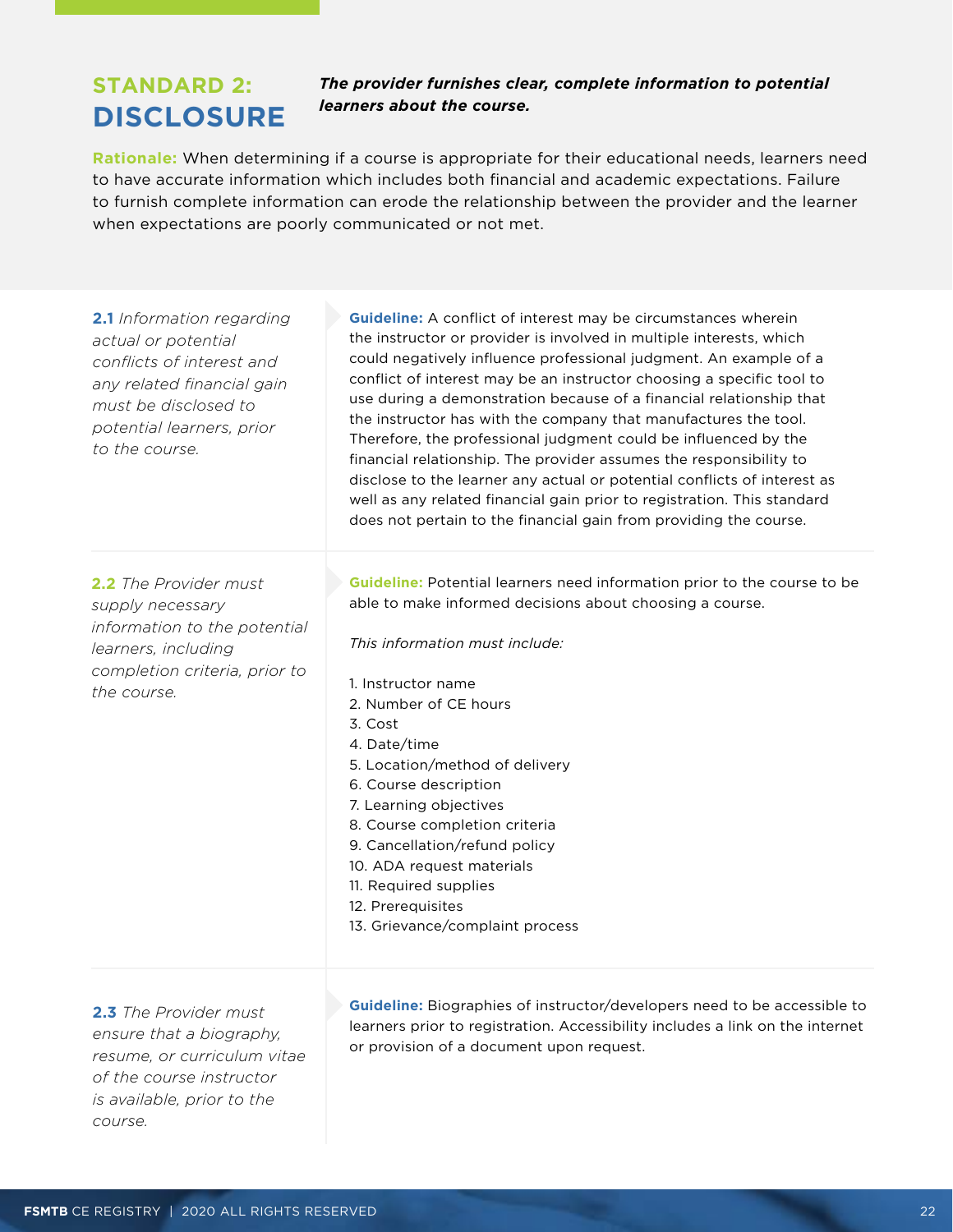# STANDARD 2: DISCLOSURE

***The provider furnishes clear, complete information to potential learners about the course.***

**Rationale:** When determining if a course is appropriate for their educational needs, learners need to have accurate information which includes both financial and academic expectations. Failure to furnish complete information can erode the relationship between the provider and the learner when expectations are poorly communicated or not met.

**2.1** *Information regarding actual or potential conflicts of interest and any related financial gain must be disclosed to potential learners, prior to the course.*

**Guideline:** A conflict of interest may be circumstances wherein the instructor or provider is involved in multiple interests, which could negatively influence professional judgment. An example of a conflict of interest may be an instructor choosing a specific tool to use during a demonstration because of a financial relationship that the instructor has with the company that manufactures the tool. Therefore, the professional judgment could be influenced by the financial relationship. The provider assumes the responsibility to disclose to the learner any actual or potential conflicts of interest as well as any related financial gain prior to registration. This standard does not pertain to the financial gain from providing the course.

**2.2** *The Provider must supply necessary information to the potential learners, including completion criteria, prior to the course.*

**Guideline:** Potential learners need information prior to the course to be able to make informed decisions about choosing a course.

*This information must include:*

1. Instructor name
2. Number of CE hours
3. Cost
4. Date/time
5. Location/method of delivery
6. Course description
7. Learning objectives
8. Course completion criteria
9. Cancellation/refund policy
10. ADA request materials
11. Required supplies
12. Prerequisites
13. Grievance/complaint process

**2.3** *The Provider must ensure that a biography, resume, or curriculum vitae of the course instructor is available, prior to the course.*

**Guideline:** Biographies of instructor/developers need to be accessible to learners prior to registration. Accessibility includes a link on the internet or provision of a document upon request.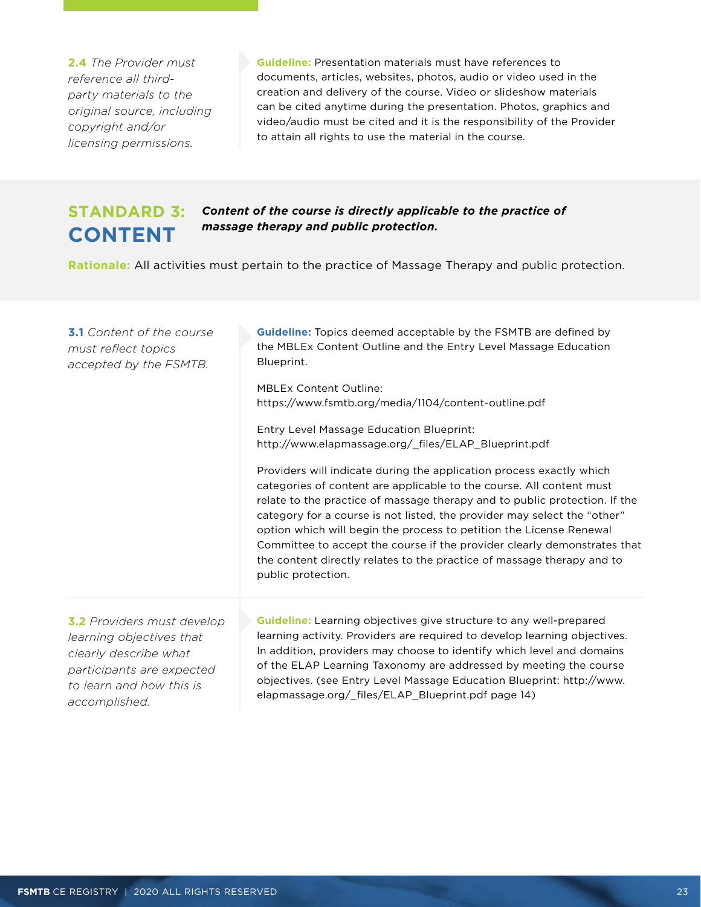**2.4** *The Provider must reference all third-party materials to the original source, including copyright and/or licensing permissions.*

**Guideline:** Presentation materials must have references to documents, articles, websites, photos, audio or video used in the creation and delivery of the course. Video or slideshow materials can be cited anytime during the presentation. Photos, graphics and video/audio must be cited and it is the responsibility of the Provider to attain all rights to use the material in the course.

## STANDARD 3: CONTENT

***Content of the course is directly applicable to the practice of massage therapy and public protection.***

**Rationale:** All activities must pertain to the practice of Massage Therapy and public protection.

**3.1** *Content of the course must reflect topics accepted by the FSMTB.*

**Guideline:** Topics deemed acceptable by the FSMTB are defined by the MBLEx Content Outline and the Entry Level Massage Education Blueprint.

MBLEx Content Outline:
https://www.fsmtb.org/media/1104/content-outline.pdf

Entry Level Massage Education Blueprint:
http://www.elapmassage.org/_files/ELAP_Blueprint.pdf

Providers will indicate during the application process exactly which categories of content are applicable to the course. All content must relate to the practice of massage therapy and to public protection. If the category for a course is not listed, the provider may select the "other" option which will begin the process to petition the License Renewal Committee to accept the course if the provider clearly demonstrates that the content directly relates to the practice of massage therapy and to public protection.

**3.2** *Providers must develop learning objectives that clearly describe what participants are expected to learn and how this is accomplished.*

**Guideline:** Learning objectives give structure to any well-prepared learning activity. Providers are required to develop learning objectives. In addition, providers may choose to identify which level and domains of the ELAP Learning Taxonomy are addressed by meeting the course objectives. (see Entry Level Massage Education Blueprint: http://www.elapmassage.org/_files/ELAP_Blueprint.pdf page 14)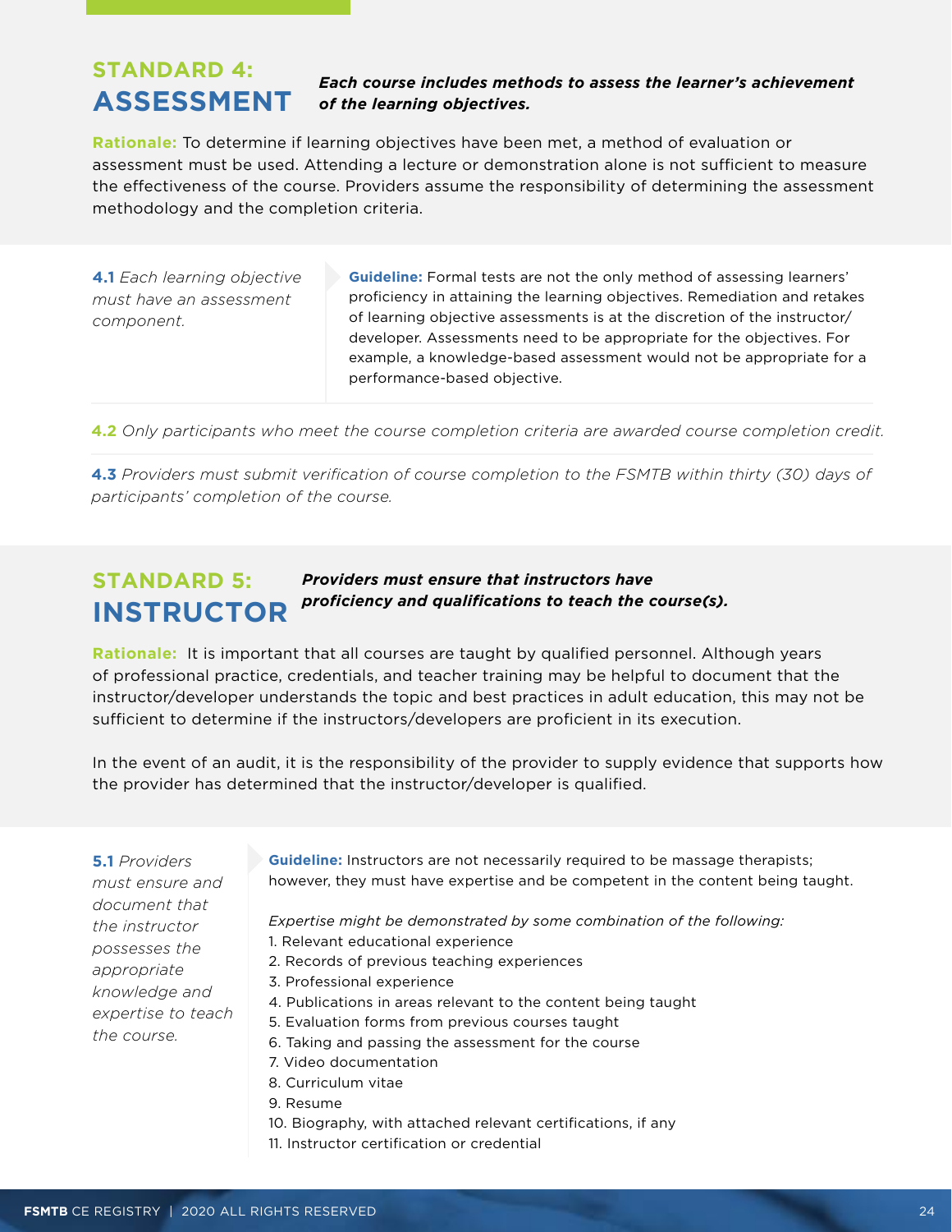## STANDARD 4: ASSESSMENT

***Each course includes methods to assess the learner's achievement of the learning objectives.***

**Rationale:** To determine if learning objectives have been met, a method of evaluation or assessment must be used. Attending a lecture or demonstration alone is not sufficient to measure the effectiveness of the course. Providers assume the responsibility of determining the assessment methodology and the completion criteria.

**4.1** *Each learning objective must have an assessment component.*

**Guideline:** Formal tests are not the only method of assessing learners' proficiency in attaining the learning objectives. Remediation and retakes of learning objective assessments is at the discretion of the instructor/developer. Assessments need to be appropriate for the objectives. For example, a knowledge-based assessment would not be appropriate for a performance-based objective.

**4.2** *Only participants who meet the course completion criteria are awarded course completion credit.*

**4.3** *Providers must submit verification of course completion to the FSMTB within thirty (30) days of participants' completion of the course.*

## STANDARD 5: INSTRUCTOR

***Providers must ensure that instructors have proficiency and qualifications to teach the course(s).***

**Rationale:** It is important that all courses are taught by qualified personnel. Although years of professional practice, credentials, and teacher training may be helpful to document that the instructor/developer understands the topic and best practices in adult education, this may not be sufficient to determine if the instructors/developers are proficient in its execution.

In the event of an audit, it is the responsibility of the provider to supply evidence that supports how the provider has determined that the instructor/developer is qualified.

**5.1** *Providers must ensure and document that the instructor possesses the appropriate knowledge and expertise to teach the course.*

**Guideline:** Instructors are not necessarily required to be massage therapists; however, they must have expertise and be competent in the content being taught.

*Expertise might be demonstrated by some combination of the following:*

1. Relevant educational experience
2. Records of previous teaching experiences
3. Professional experience
4. Publications in areas relevant to the content being taught
5. Evaluation forms from previous courses taught
6. Taking and passing the assessment for the course
7. Video documentation
8. Curriculum vitae
9. Resume
10. Biography, with attached relevant certifications, if any
11. Instructor certification or credential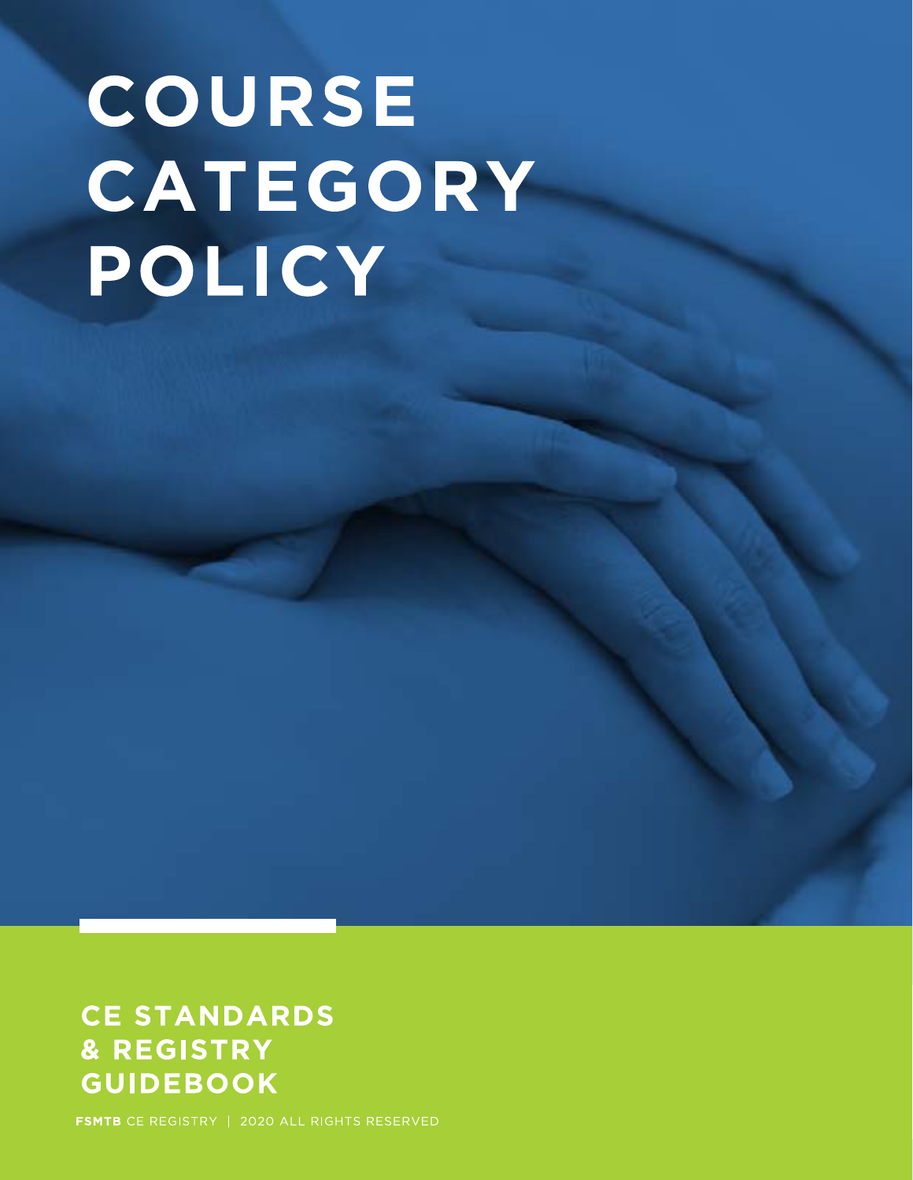# COURSE CATEGORY POLICY

**CE STANDARDS & REGISTRY GUIDEBOOK**

**FSMTB** CE REGISTRY | 2020 ALL RIGHTS RESERVED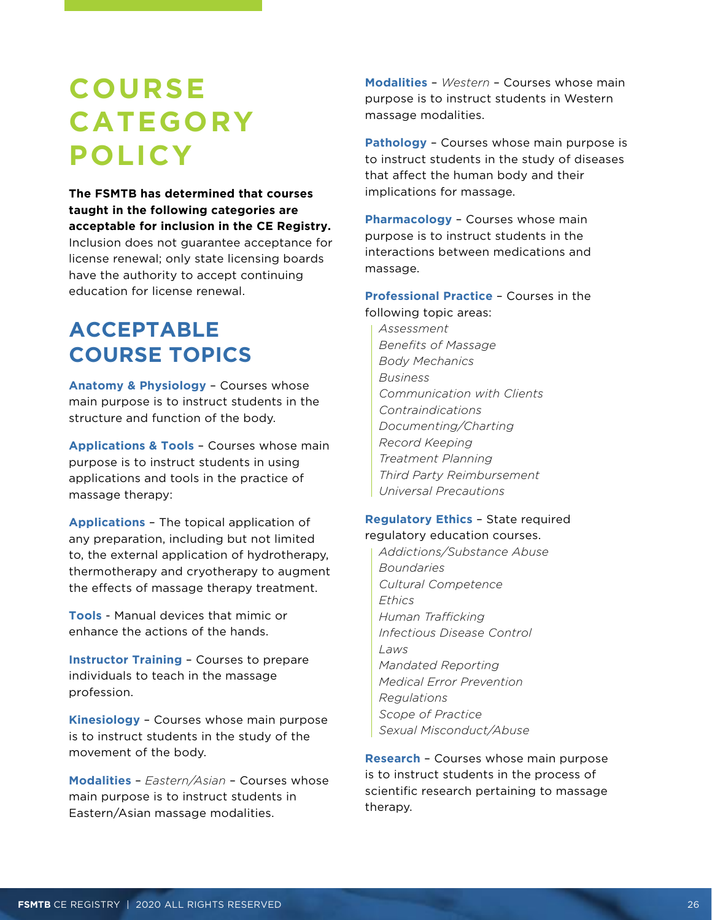# COURSE CATEGORY POLICY

**The FSMTB has determined that courses taught in the following categories are acceptable for inclusion in the CE Registry.** Inclusion does not guarantee acceptance for license renewal; only state licensing boards have the authority to accept continuing education for license renewal.

## ACCEPTABLE COURSE TOPICS

**Anatomy & Physiology** – Courses whose main purpose is to instruct students in the structure and function of the body.

**Applications & Tools** – Courses whose main purpose is to instruct students in using applications and tools in the practice of massage therapy:

**Applications** – The topical application of any preparation, including but not limited to, the external application of hydrotherapy, thermotherapy and cryotherapy to augment the effects of massage therapy treatment.

**Tools** - Manual devices that mimic or enhance the actions of the hands.

**Instructor Training** – Courses to prepare individuals to teach in the massage profession.

**Kinesiology** – Courses whose main purpose is to instruct students in the study of the movement of the body.

**Modalities** – *Eastern/Asian* – Courses whose main purpose is to instruct students in Eastern/Asian massage modalities.

**Modalities** – *Western* – Courses whose main purpose is to instruct students in Western massage modalities.

**Pathology** – Courses whose main purpose is to instruct students in the study of diseases that affect the human body and their implications for massage.

**Pharmacology** – Courses whose main purpose is to instruct students in the interactions between medications and massage.

**Professional Practice** – Courses in the following topic areas:

- *Assessment*
- *Benefits of Massage*
- *Body Mechanics*
- *Business*
- *Communication with Clients*
- *Contraindications*
- *Documenting/Charting*
- *Record Keeping*
- *Treatment Planning*
- *Third Party Reimbursement*
- *Universal Precautions*

**Regulatory Ethics** – State required regulatory education courses.

- *Addictions/Substance Abuse*
- *Boundaries*
- *Cultural Competence*
- *Ethics*
- *Human Trafficking*
- *Infectious Disease Control*
- *Laws*
- *Mandated Reporting*
- *Medical Error Prevention*
- *Regulations*
- *Scope of Practice*
- *Sexual Misconduct/Abuse*

**Research** – Courses whose main purpose is to instruct students in the process of scientific research pertaining to massage therapy.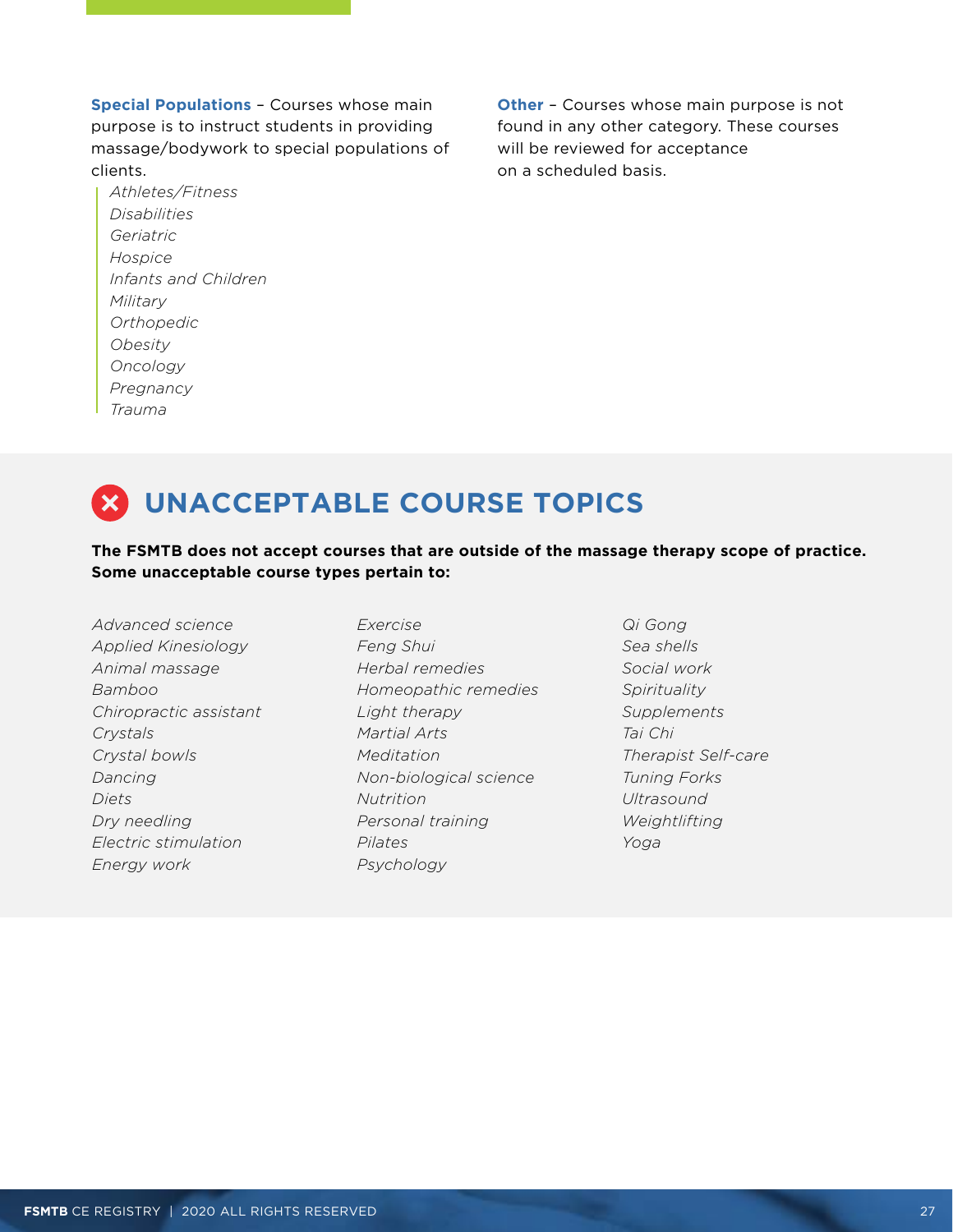**Special Populations** – Courses whose main purpose is to instruct students in providing massage/bodywork to special populations of clients.

- *Athletes/Fitness*
- *Disabilities*
- *Geriatric*
- *Hospice*
- *Infants and Children*
- *Military*
- *Orthopedic*
- *Obesity*
- *Oncology*
- *Pregnancy*
- *Trauma*

**Other** – Courses whose main purpose is not found in any other category. These courses will be reviewed for acceptance on a scheduled basis.

## UNACCEPTABLE COURSE TOPICS

**The FSMTB does not accept courses that are outside of the massage therapy scope of practice. Some unacceptable course types pertain to:**

- *Advanced science*
- *Applied Kinesiology*
- *Animal massage*
- *Bamboo*
- *Chiropractic assistant*
- *Crystals*
- *Crystal bowls*
- *Dancing*
- *Diets*
- *Dry needling*
- *Electric stimulation*
- *Energy work*
- *Exercise*
- *Feng Shui*
- *Herbal remedies*
- *Homeopathic remedies*
- *Light therapy*
- *Martial Arts*
- *Meditation*
- *Non-biological science*
- *Nutrition*
- *Personal training*
- *Pilates*
- *Psychology*
- *Qi Gong*
- *Sea shells*
- *Social work*
- *Spirituality*
- *Supplements*
- *Tai Chi*
- *Therapist Self-care*
- *Tuning Forks*
- *Ultrasound*
- *Weightlifting*
- *Yoga*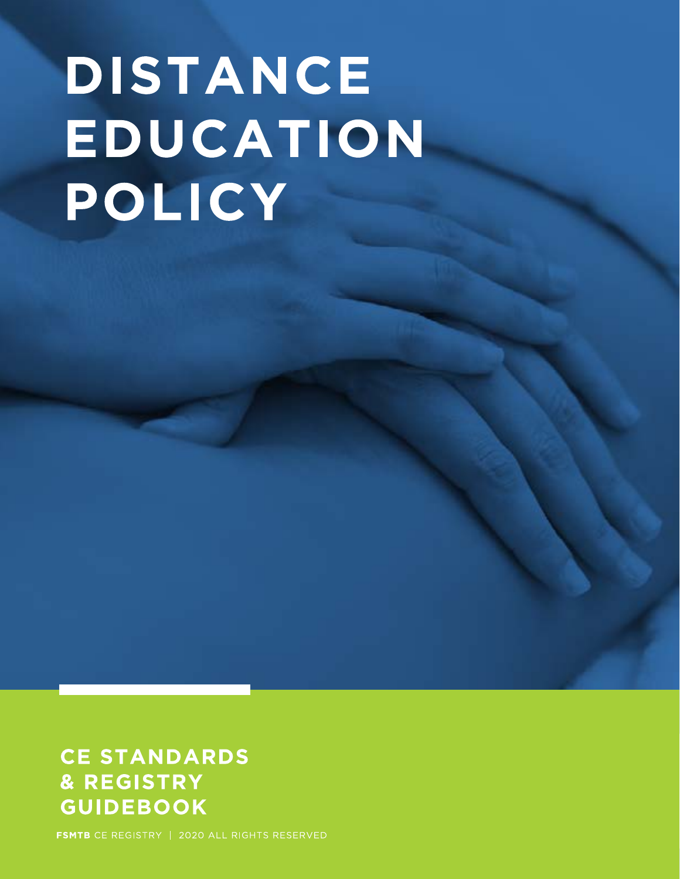# DISTANCE EDUCATION POLICY

**CE STANDARDS & REGISTRY GUIDEBOOK**

**FSMTB** CE REGISTRY | 2020 ALL RIGHTS RESERVED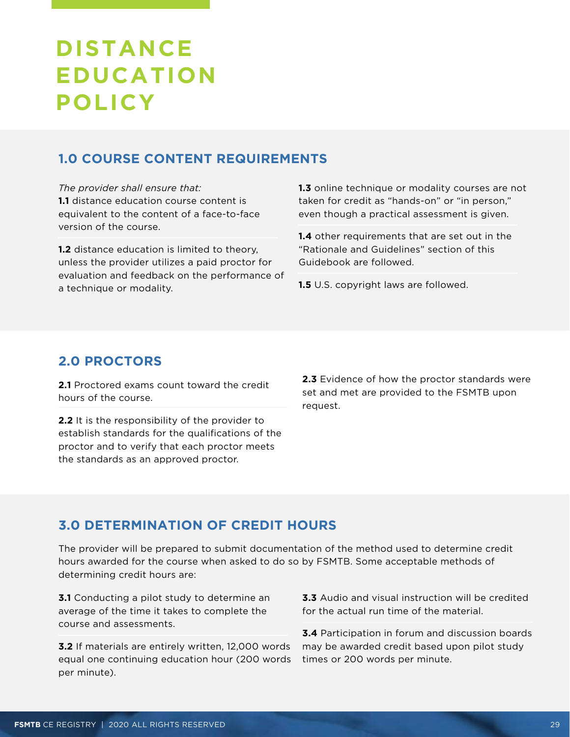# DISTANCE EDUCATION POLICY

## 1.0 COURSE CONTENT REQUIREMENTS

*The provider shall ensure that:*

**1.1** distance education course content is equivalent to the content of a face-to-face version of the course.

**1.2** distance education is limited to theory, unless the provider utilizes a paid proctor for evaluation and feedback on the performance of a technique or modality.

**1.3** online technique or modality courses are not taken for credit as "hands-on" or "in person," even though a practical assessment is given.

**1.4** other requirements that are set out in the "Rationale and Guidelines" section of this Guidebook are followed.

**1.5** U.S. copyright laws are followed.

## 2.0 PROCTORS

**2.1** Proctored exams count toward the credit hours of the course.

**2.2** It is the responsibility of the provider to establish standards for the qualifications of the proctor and to verify that each proctor meets the standards as an approved proctor.

**2.3** Evidence of how the proctor standards were set and met are provided to the FSMTB upon request.

## 3.0 DETERMINATION OF CREDIT HOURS

The provider will be prepared to submit documentation of the method used to determine credit hours awarded for the course when asked to do so by FSMTB. Some acceptable methods of determining credit hours are:

**3.1** Conducting a pilot study to determine an average of the time it takes to complete the course and assessments.

**3.2** If materials are entirely written, 12,000 words equal one continuing education hour (200 words per minute).

**3.3** Audio and visual instruction will be credited for the actual run time of the material.

**3.4** Participation in forum and discussion boards may be awarded credit based upon pilot study times or 200 words per minute.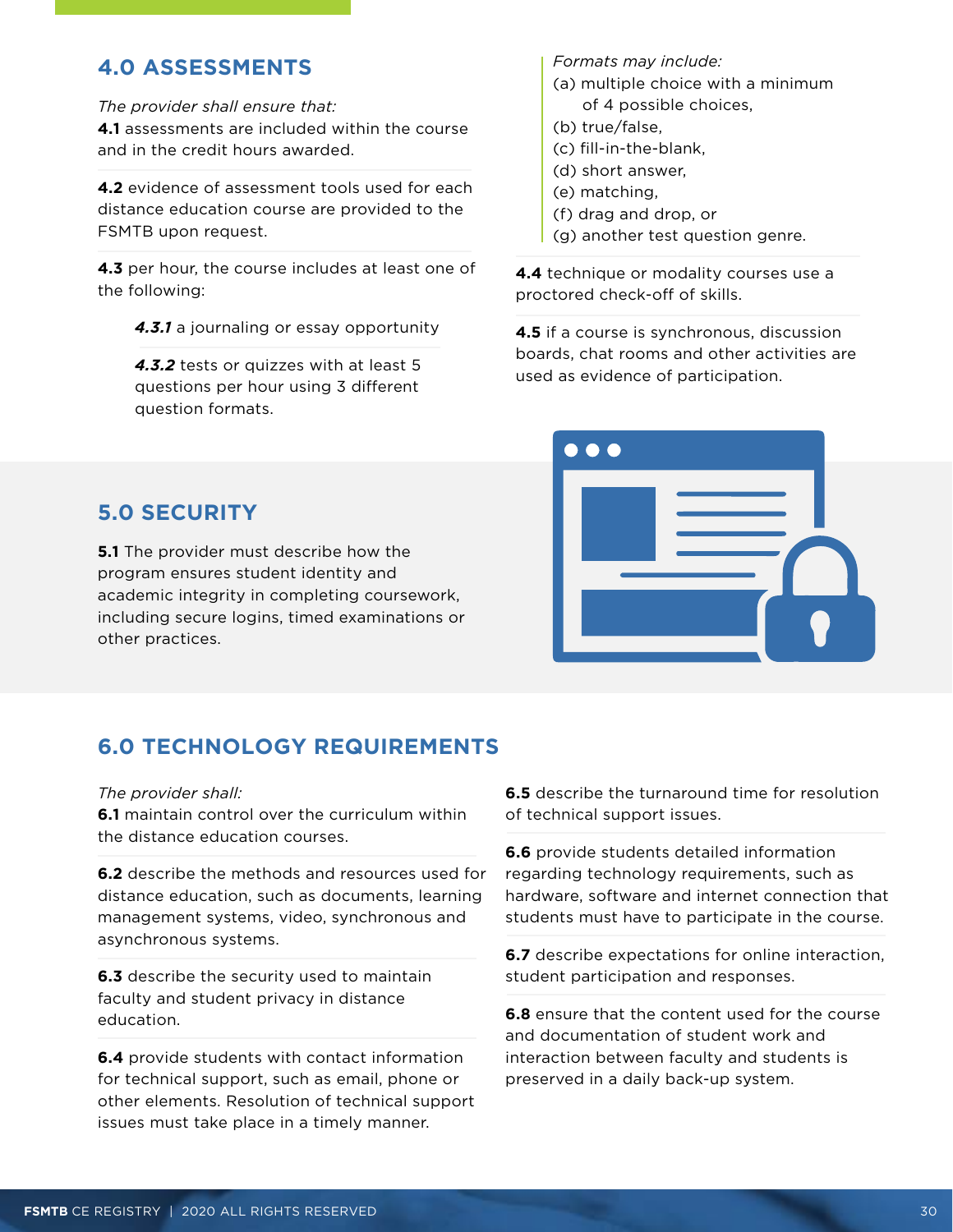## 4.0 ASSESSMENTS

*The provider shall ensure that:*

**4.1** assessments are included within the course and in the credit hours awarded.

**4.2** evidence of assessment tools used for each distance education course are provided to the FSMTB upon request.

**4.3** per hour, the course includes at least one of the following:

> ***4.3.1*** a journaling or essay opportunity
>
> ***4.3.2*** tests or quizzes with at least 5 questions per hour using 3 different question formats.

*Formats may include:*

(a) multiple choice with a minimum of 4 possible choices,
(b) true/false,
(c) fill-in-the-blank,
(d) short answer,
(e) matching,
(f) drag and drop, or
(g) another test question genre.

**4.4** technique or modality courses use a proctored check-off of skills.

**4.5** if a course is synchronous, discussion boards, chat rooms and other activities are used as evidence of participation.

## 5.0 SECURITY

**5.1** The provider must describe how the program ensures student identity and academic integrity in completing coursework, including secure logins, timed examinations or other practices.

## 6.0 TECHNOLOGY REQUIREMENTS

*The provider shall:*

**6.1** maintain control over the curriculum within the distance education courses.

**6.2** describe the methods and resources used for distance education, such as documents, learning management systems, video, synchronous and asynchronous systems.

**6.3** describe the security used to maintain faculty and student privacy in distance education.

**6.4** provide students with contact information for technical support, such as email, phone or other elements. Resolution of technical support issues must take place in a timely manner.

**6.5** describe the turnaround time for resolution of technical support issues.

**6.6** provide students detailed information regarding technology requirements, such as hardware, software and internet connection that students must have to participate in the course.

**6.7** describe expectations for online interaction, student participation and responses.

**6.8** ensure that the content used for the course and documentation of student work and interaction between faculty and students is preserved in a daily back-up system.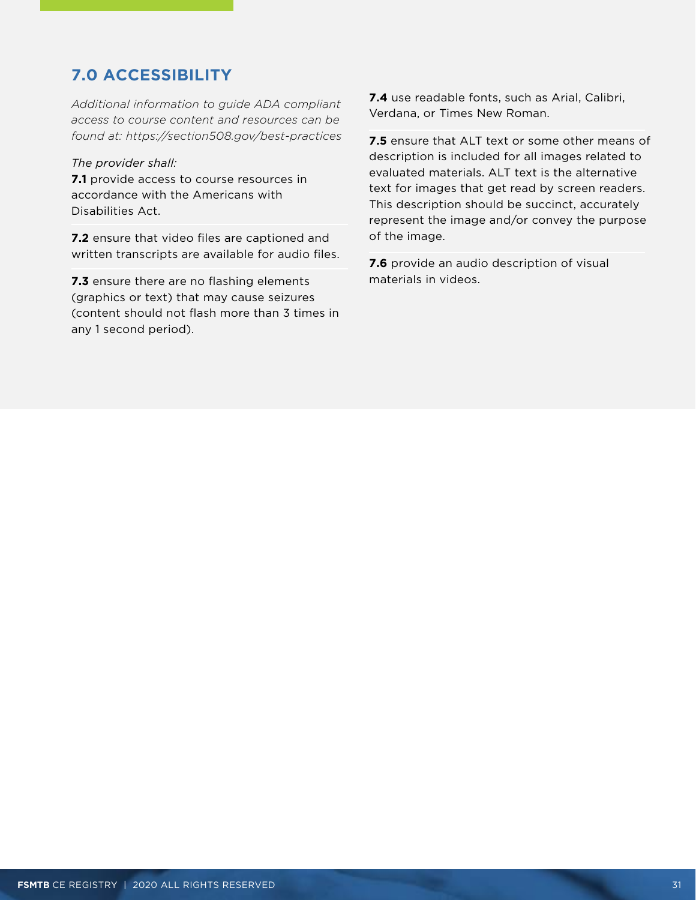## 7.0 ACCESSIBILITY

*Additional information to guide ADA compliant access to course content and resources can be found at: https://section508.gov/best-practices*

*The provider shall:*

**7.1** provide access to course resources in accordance with the Americans with Disabilities Act.

**7.2** ensure that video files are captioned and written transcripts are available for audio files.

**7.3** ensure there are no flashing elements (graphics or text) that may cause seizures (content should not flash more than 3 times in any 1 second period).

**7.4** use readable fonts, such as Arial, Calibri, Verdana, or Times New Roman.

**7.5** ensure that ALT text or some other means of description is included for all images related to evaluated materials. ALT text is the alternative text for images that get read by screen readers. This description should be succinct, accurately represent the image and/or convey the purpose of the image.

**7.6** provide an audio description of visual materials in videos.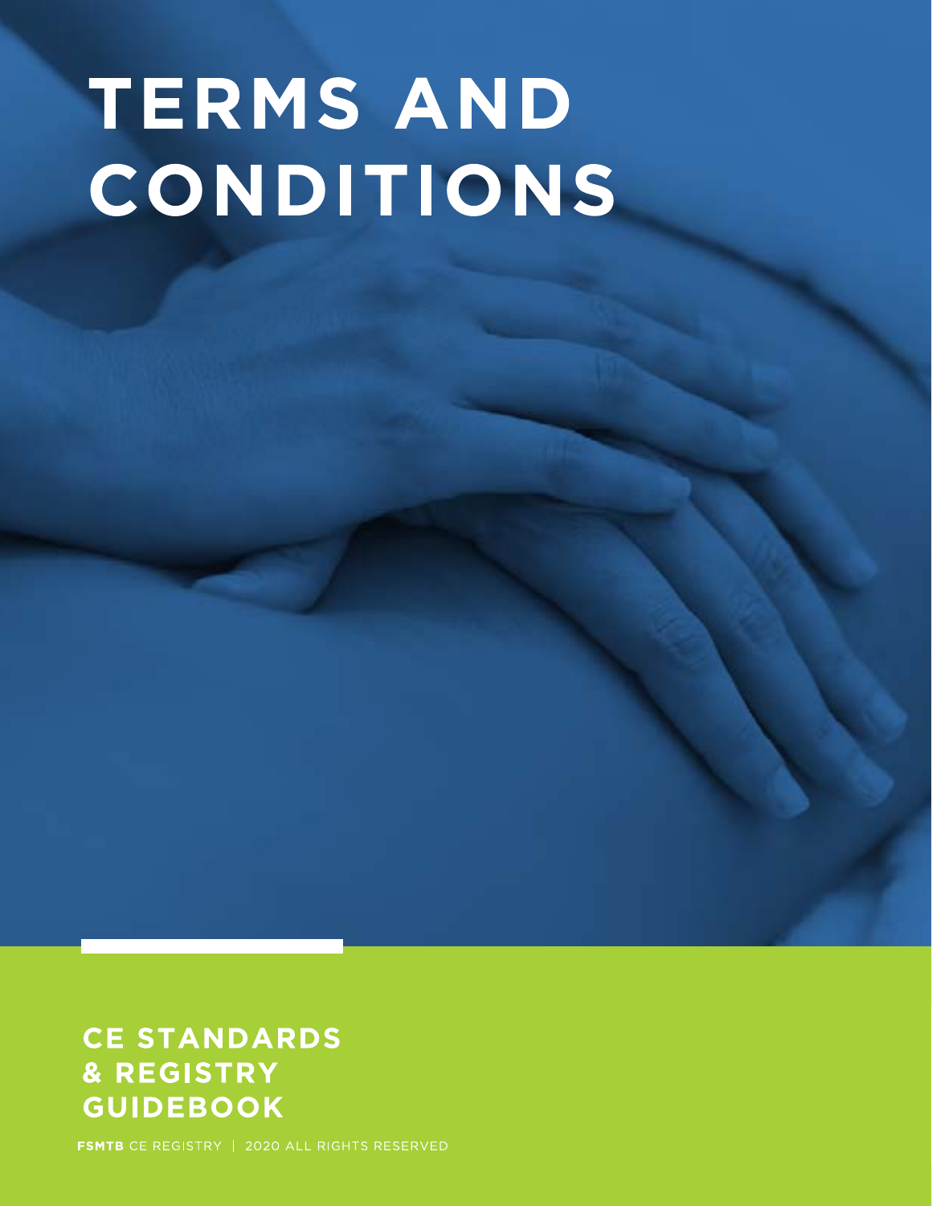# TERMS AND CONDITIONS

## CE STANDARDS & REGISTRY GUIDEBOOK

**FSMTB** CE REGISTRY | 2020 ALL RIGHTS RESERVED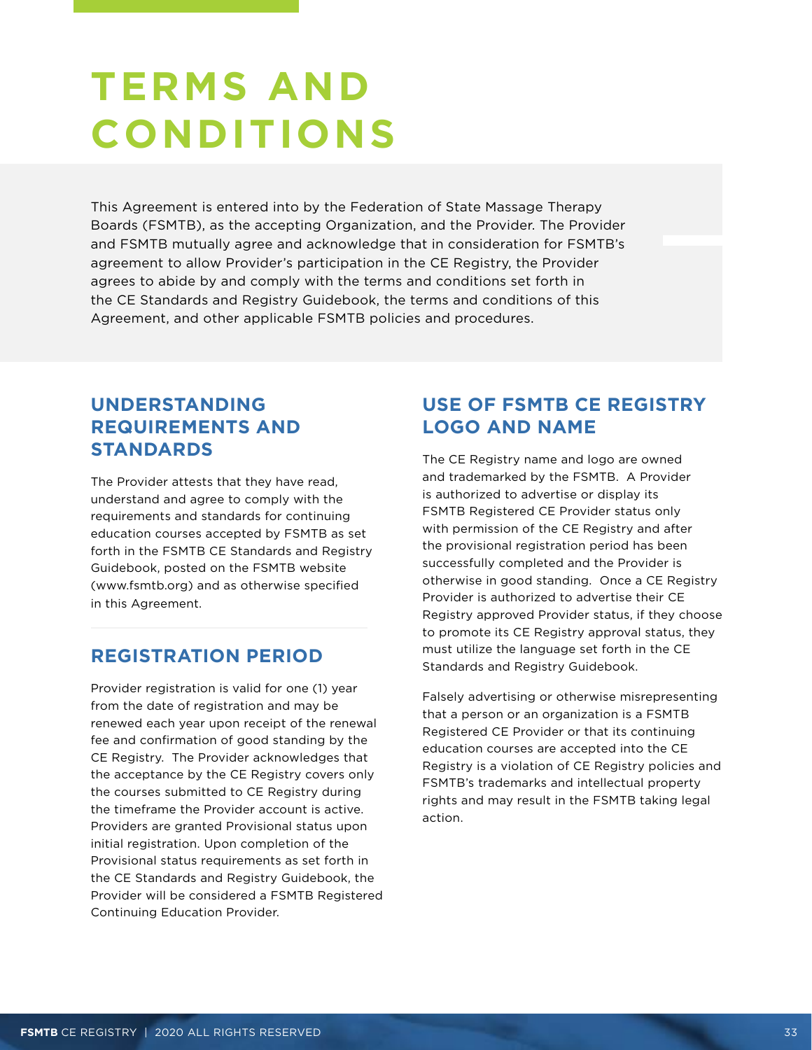# TERMS AND CONDITIONS

This Agreement is entered into by the Federation of State Massage Therapy Boards (FSMTB), as the accepting Organization, and the Provider. The Provider and FSMTB mutually agree and acknowledge that in consideration for FSMTB's agreement to allow Provider's participation in the CE Registry, the Provider agrees to abide by and comply with the terms and conditions set forth in the CE Standards and Registry Guidebook, the terms and conditions of this Agreement, and other applicable FSMTB policies and procedures.

## UNDERSTANDING REQUIREMENTS AND STANDARDS

The Provider attests that they have read, understand and agree to comply with the requirements and standards for continuing education courses accepted by FSMTB as set forth in the FSMTB CE Standards and Registry Guidebook, posted on the FSMTB website (www.fsmtb.org) and as otherwise specified in this Agreement.

## REGISTRATION PERIOD

Provider registration is valid for one (1) year from the date of registration and may be renewed each year upon receipt of the renewal fee and confirmation of good standing by the CE Registry. The Provider acknowledges that the acceptance by the CE Registry covers only the courses submitted to CE Registry during the timeframe the Provider account is active. Providers are granted Provisional status upon initial registration. Upon completion of the Provisional status requirements as set forth in the CE Standards and Registry Guidebook, the Provider will be considered a FSMTB Registered Continuing Education Provider.

## USE OF FSMTB CE REGISTRY LOGO AND NAME

The CE Registry name and logo are owned and trademarked by the FSMTB. A Provider is authorized to advertise or display its FSMTB Registered CE Provider status only with permission of the CE Registry and after the provisional registration period has been successfully completed and the Provider is otherwise in good standing. Once a CE Registry Provider is authorized to advertise their CE Registry approved Provider status, if they choose to promote its CE Registry approval status, they must utilize the language set forth in the CE Standards and Registry Guidebook.

Falsely advertising or otherwise misrepresenting that a person or an organization is a FSMTB Registered CE Provider or that its continuing education courses are accepted into the CE Registry is a violation of CE Registry policies and FSMTB's trademarks and intellectual property rights and may result in the FSMTB taking legal action.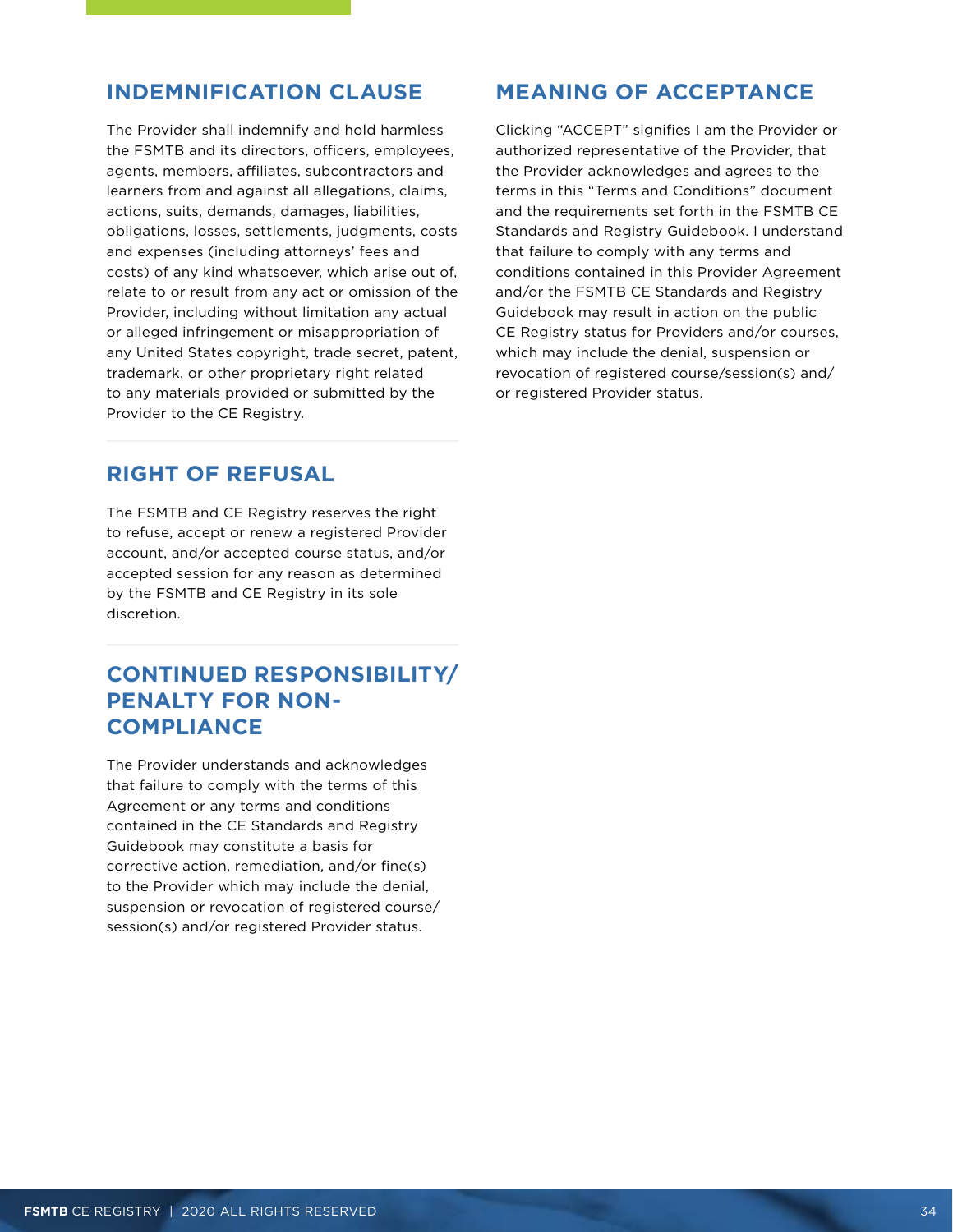## INDEMNIFICATION CLAUSE

The Provider shall indemnify and hold harmless the FSMTB and its directors, officers, employees, agents, members, affiliates, subcontractors and learners from and against all allegations, claims, actions, suits, demands, damages, liabilities, obligations, losses, settlements, judgments, costs and expenses (including attorneys' fees and costs) of any kind whatsoever, which arise out of, relate to or result from any act or omission of the Provider, including without limitation any actual or alleged infringement or misappropriation of any United States copyright, trade secret, patent, trademark, or other proprietary right related to any materials provided or submitted by the Provider to the CE Registry.

## RIGHT OF REFUSAL

The FSMTB and CE Registry reserves the right to refuse, accept or renew a registered Provider account, and/or accepted course status, and/or accepted session for any reason as determined by the FSMTB and CE Registry in its sole discretion.

## CONTINUED RESPONSIBILITY/ PENALTY FOR NON-COMPLIANCE

The Provider understands and acknowledges that failure to comply with the terms of this Agreement or any terms and conditions contained in the CE Standards and Registry Guidebook may constitute a basis for corrective action, remediation, and/or fine(s) to the Provider which may include the denial, suspension or revocation of registered course/session(s) and/or registered Provider status.

## MEANING OF ACCEPTANCE

Clicking "ACCEPT" signifies I am the Provider or authorized representative of the Provider, that the Provider acknowledges and agrees to the terms in this "Terms and Conditions" document and the requirements set forth in the FSMTB CE Standards and Registry Guidebook. I understand that failure to comply with any terms and conditions contained in this Provider Agreement and/or the FSMTB CE Standards and Registry Guidebook may result in action on the public CE Registry status for Providers and/or courses, which may include the denial, suspension or revocation of registered course/session(s) and/or registered Provider status.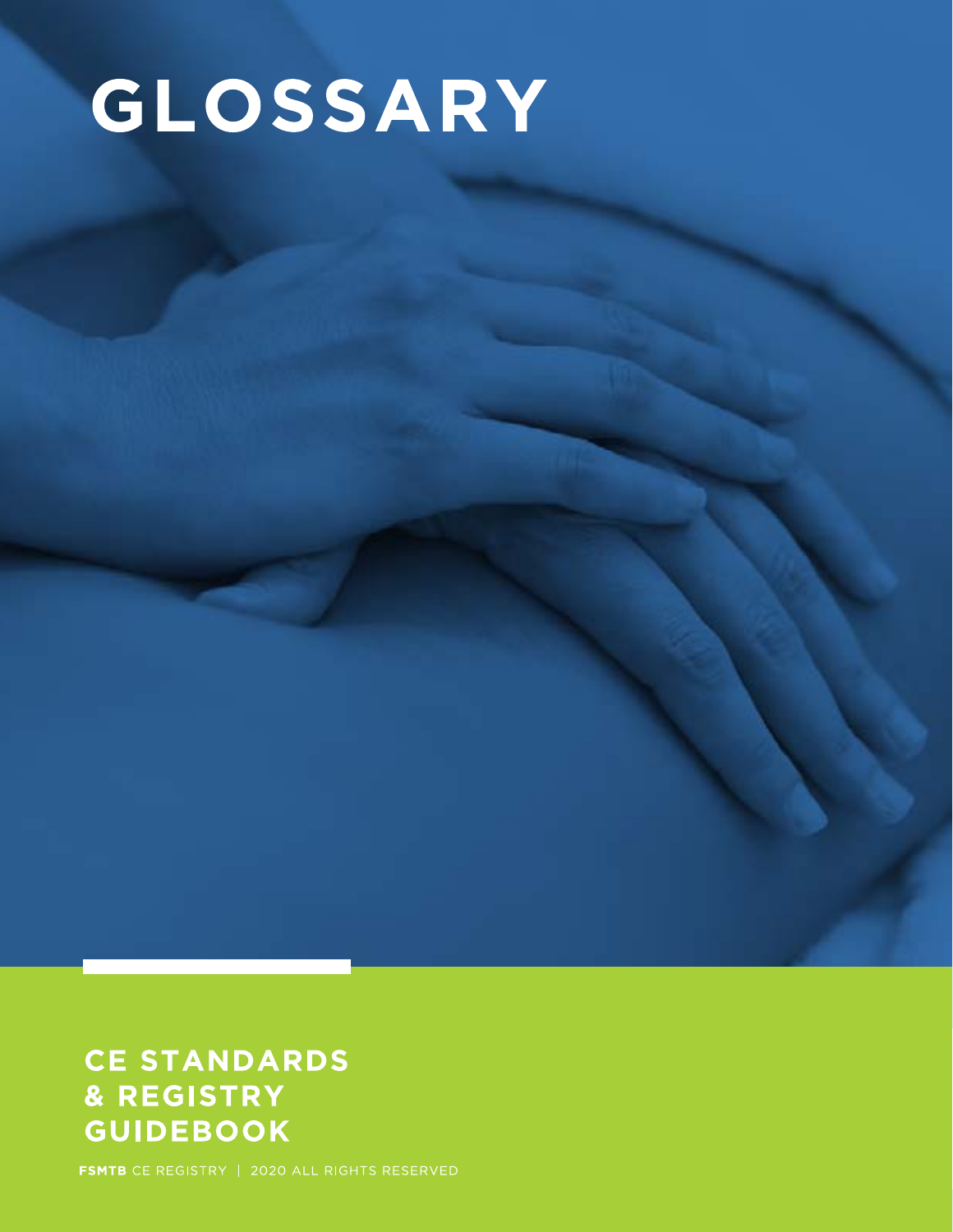# GLOSSARY

**CE STANDARDS & REGISTRY GUIDEBOOK**

**FSMTB** CE REGISTRY | 2020 ALL RIGHTS RESERVED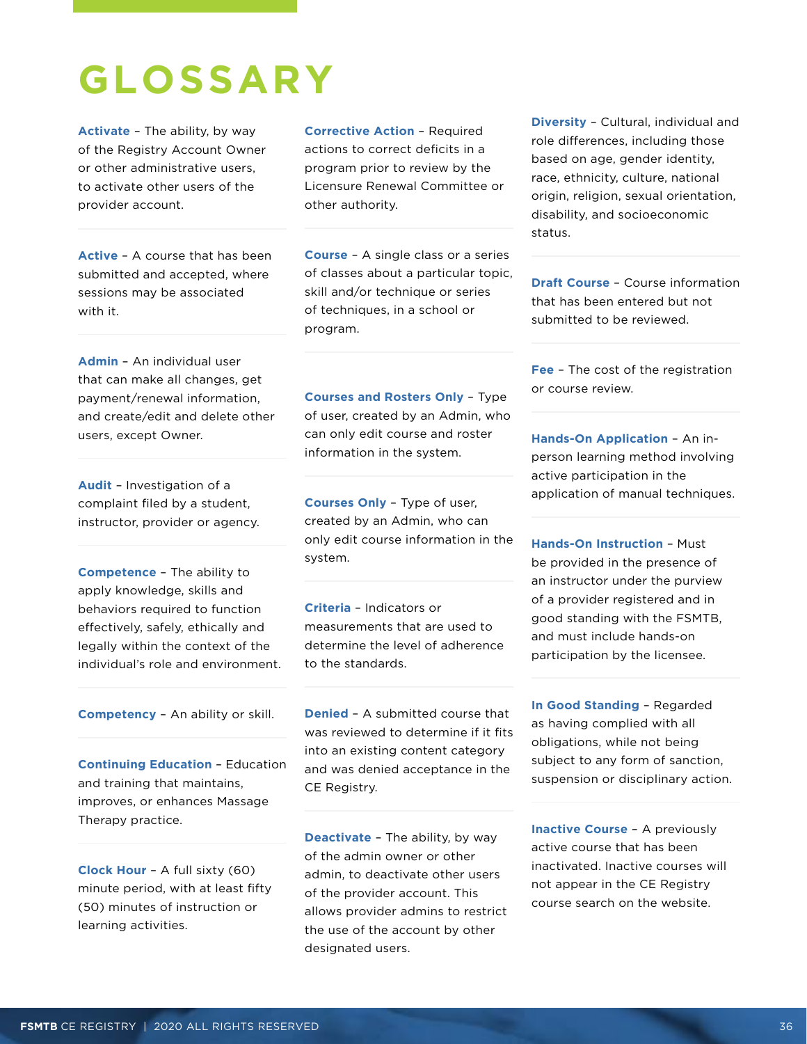# GLOSSARY

**Activate** – The ability, by way of the Registry Account Owner or other administrative users, to activate other users of the provider account.

**Active** – A course that has been submitted and accepted, where sessions may be associated with it.

**Admin** – An individual user that can make all changes, get payment/renewal information, and create/edit and delete other users, except Owner.

**Audit** – Investigation of a complaint filed by a student, instructor, provider or agency.

**Competence** – The ability to apply knowledge, skills and behaviors required to function effectively, safely, ethically and legally within the context of the individual's role and environment.

**Competency** – An ability or skill.

**Continuing Education** – Education and training that maintains, improves, or enhances Massage Therapy practice.

**Clock Hour** – A full sixty (60) minute period, with at least fifty (50) minutes of instruction or learning activities.

**Corrective Action** – Required actions to correct deficits in a program prior to review by the Licensure Renewal Committee or other authority.

**Course** – A single class or a series of classes about a particular topic, skill and/or technique or series of techniques, in a school or program.

**Courses and Rosters Only** – Type of user, created by an Admin, who can only edit course and roster information in the system.

**Courses Only** – Type of user, created by an Admin, who can only edit course information in the system.

**Criteria** – Indicators or measurements that are used to determine the level of adherence to the standards.

**Denied** – A submitted course that was reviewed to determine if it fits into an existing content category and was denied acceptance in the CE Registry.

**Deactivate** – The ability, by way of the admin owner or other admin, to deactivate other users of the provider account. This allows provider admins to restrict the use of the account by other designated users.

**Diversity** – Cultural, individual and role differences, including those based on age, gender identity, race, ethnicity, culture, national origin, religion, sexual orientation, disability, and socioeconomic status.

**Draft Course** – Course information that has been entered but not submitted to be reviewed.

**Fee** – The cost of the registration or course review.

**Hands-On Application** – An in-person learning method involving active participation in the application of manual techniques.

**Hands-On Instruction** – Must be provided in the presence of an instructor under the purview of a provider registered and in good standing with the FSMTB, and must include hands-on participation by the licensee.

**In Good Standing** – Regarded as having complied with all obligations, while not being subject to any form of sanction, suspension or disciplinary action.

**Inactive Course** – A previously active course that has been inactivated. Inactive courses will not appear in the CE Registry course search on the website.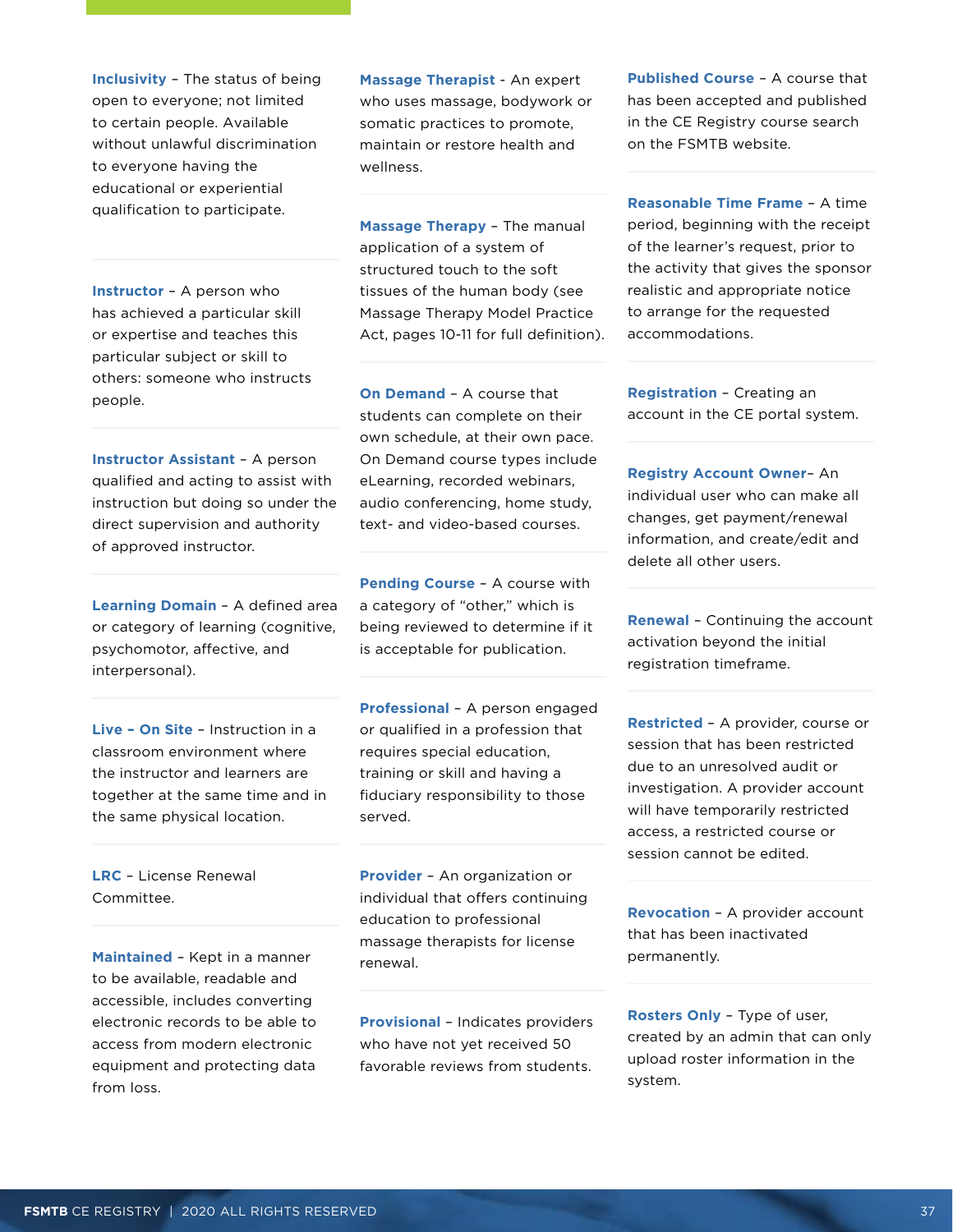**Inclusivity** – The status of being open to everyone; not limited to certain people. Available without unlawful discrimination to everyone having the educational or experiential qualification to participate.

**Instructor** – A person who has achieved a particular skill or expertise and teaches this particular subject or skill to others: someone who instructs people.

**Instructor Assistant** – A person qualified and acting to assist with instruction but doing so under the direct supervision and authority of approved instructor.

**Learning Domain** – A defined area or category of learning (cognitive, psychomotor, affective, and interpersonal).

**Live – On Site** – Instruction in a classroom environment where the instructor and learners are together at the same time and in the same physical location.

**LRC** – License Renewal Committee.

**Maintained** – Kept in a manner to be available, readable and accessible, includes converting electronic records to be able to access from modern electronic equipment and protecting data from loss.

**Massage Therapist** - An expert who uses massage, bodywork or somatic practices to promote, maintain or restore health and wellness.

**Massage Therapy** – The manual application of a system of structured touch to the soft tissues of the human body (see Massage Therapy Model Practice Act, pages 10-11 for full definition).

**On Demand** – A course that students can complete on their own schedule, at their own pace. On Demand course types include eLearning, recorded webinars, audio conferencing, home study, text- and video-based courses.

**Pending Course** – A course with a category of "other," which is being reviewed to determine if it is acceptable for publication.

**Professional** – A person engaged or qualified in a profession that requires special education, training or skill and having a fiduciary responsibility to those served.

**Provider** – An organization or individual that offers continuing education to professional massage therapists for license renewal.

**Provisional** – Indicates providers who have not yet received 50 favorable reviews from students.

**Published Course** – A course that has been accepted and published in the CE Registry course search on the FSMTB website.

**Reasonable Time Frame** – A time period, beginning with the receipt of the learner's request, prior to the activity that gives the sponsor realistic and appropriate notice to arrange for the requested accommodations.

**Registration** – Creating an account in the CE portal system.

**Registry Account Owner**– An individual user who can make all changes, get payment/renewal information, and create/edit and delete all other users.

**Renewal** – Continuing the account activation beyond the initial registration timeframe.

**Restricted** – A provider, course or session that has been restricted due to an unresolved audit or investigation. A provider account will have temporarily restricted access, a restricted course or session cannot be edited.

**Revocation** – A provider account that has been inactivated permanently.

**Rosters Only** – Type of user, created by an admin that can only upload roster information in the system.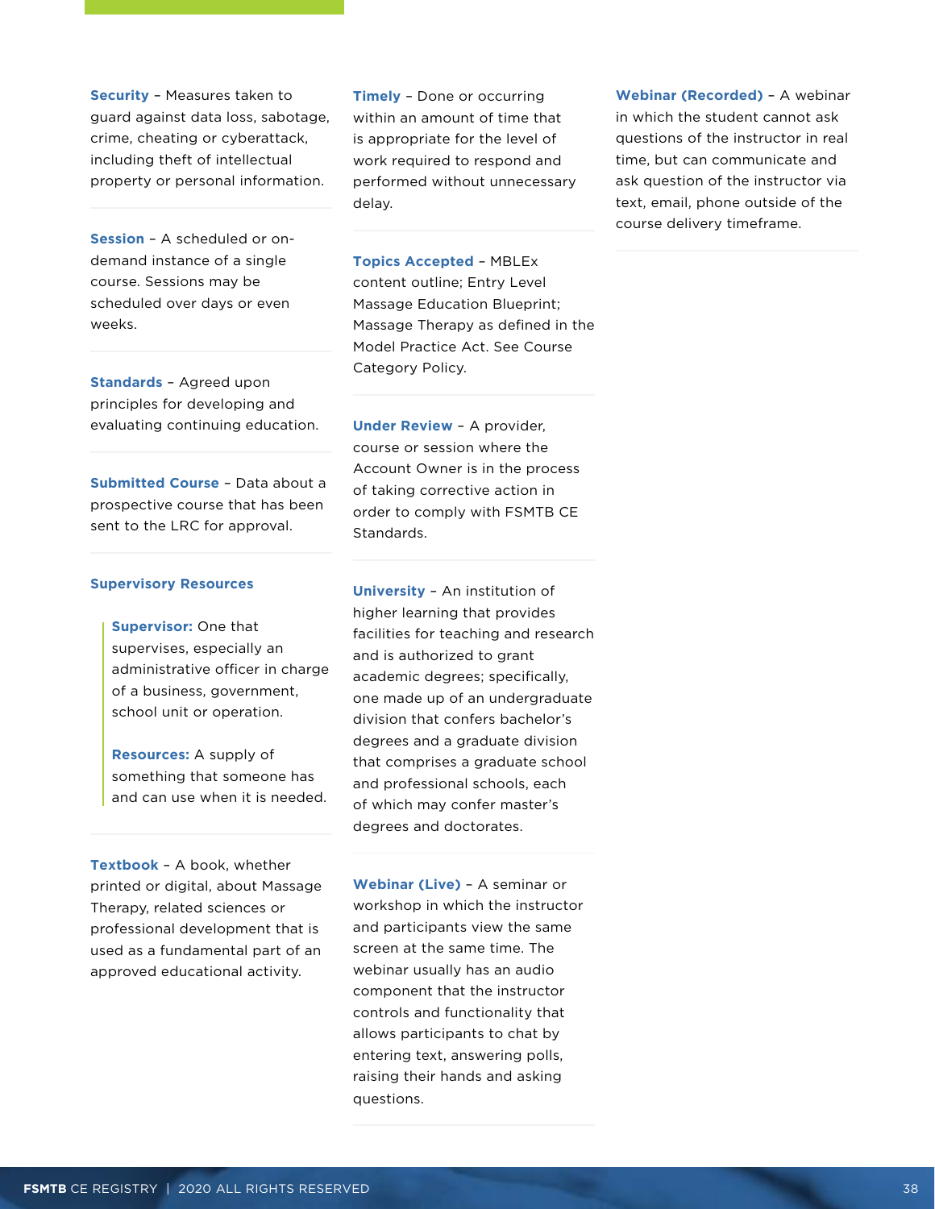**Security** – Measures taken to guard against data loss, sabotage, crime, cheating or cyberattack, including theft of intellectual property or personal information.

**Session** – A scheduled or on-demand instance of a single course. Sessions may be scheduled over days or even weeks.

**Standards** – Agreed upon principles for developing and evaluating continuing education.

**Submitted Course** – Data about a prospective course that has been sent to the LRC for approval.

**Supervisory Resources**

> **Supervisor:** One that supervises, especially an administrative officer in charge of a business, government, school unit or operation.
>
> **Resources:** A supply of something that someone has and can use when it is needed.

**Textbook** – A book, whether printed or digital, about Massage Therapy, related sciences or professional development that is used as a fundamental part of an approved educational activity.

**Timely** – Done or occurring within an amount of time that is appropriate for the level of work required to respond and performed without unnecessary delay.

**Topics Accepted** – MBLEx content outline; Entry Level Massage Education Blueprint; Massage Therapy as defined in the Model Practice Act. See Course Category Policy.

**Under Review** – A provider, course or session where the Account Owner is in the process of taking corrective action in order to comply with FSMTB CE Standards.

**University** – An institution of higher learning that provides facilities for teaching and research and is authorized to grant academic degrees; specifically, one made up of an undergraduate division that confers bachelor's degrees and a graduate division that comprises a graduate school and professional schools, each of which may confer master's degrees and doctorates.

**Webinar (Live)** – A seminar or workshop in which the instructor and participants view the same screen at the same time. The webinar usually has an audio component that the instructor controls and functionality that allows participants to chat by entering text, answering polls, raising their hands and asking questions.

**Webinar (Recorded)** – A webinar in which the student cannot ask questions of the instructor in real time, but can communicate and ask question of the instructor via text, email, phone outside of the course delivery timeframe.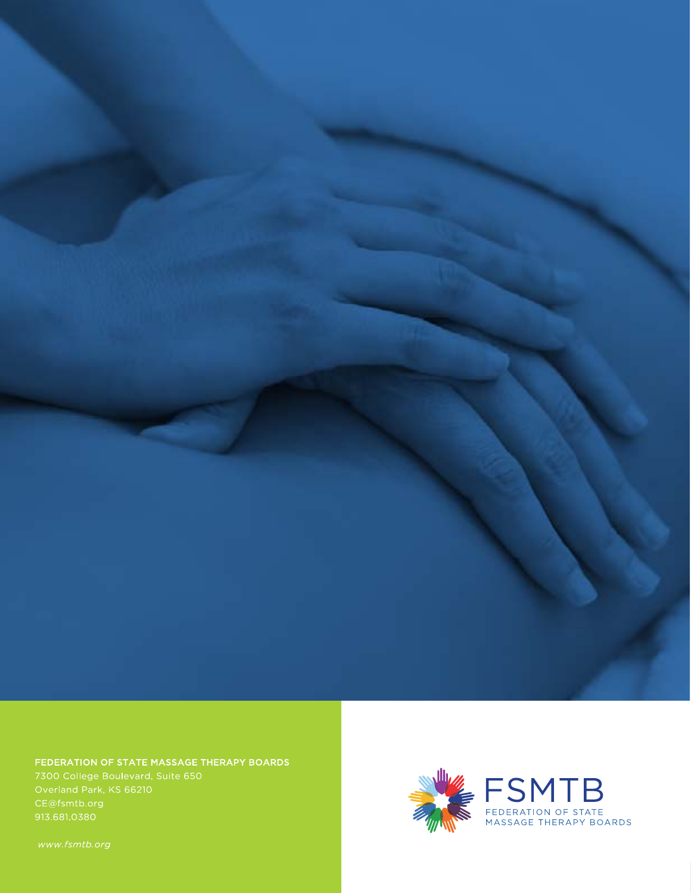**FEDERATION OF STATE MASSAGE THERAPY BOARDS**

7300 College Boulevard, Suite 650
Overland Park, KS 66210
CE@fsmtb.org
913.681.0380

*www.fsmtb.org*

FSMTB
FEDERATION OF STATE MASSAGE THERAPY BOARDS